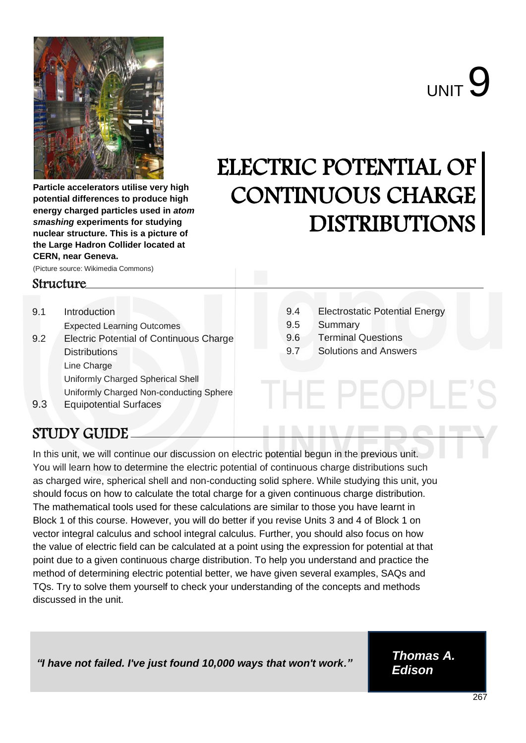# UNIT 9

# ELECTRIC POTENTIAL OF CONTINUOUS CHARGE DISTRIBUTIONS

**Particle accelerators utilise very high potential differences to produce high energy charged particles used in *atom smashing* experiments for studying nuclear structure. This is a picture of the Large Hadron Collider located at CERN, near Geneva.**

(Picture source: Wikimedia Commons)

## Structure

- 9.1 Introduction
  - Expected Learning Outcomes
- 9.2 Electric Potential of Continuous Charge Distributions
  - Line Charge
  - Uniformly Charged Spherical Shell
  - Uniformly Charged Non-conducting Sphere
- 9.3 Equipotential Surfaces
- 9.4 Electrostatic Potential Energy
- 9.5 Summary
- 9.6 Terminal Questions
- 9.7 Solutions and Answers

## STUDY GUIDE

In this unit, we will continue our discussion on electric potential begun in the previous unit. You will learn how to determine the electric potential of continuous charge distributions such as charged wire, spherical shell and non-conducting solid sphere. While studying this unit, you should focus on how to calculate the total charge for a given continuous charge distribution. The mathematical tools used for these calculations are similar to those you have learnt in Block 1 of this course. However, you will do better if you revise Units 3 and 4 of Block 1 on vector integral calculus and school integral calculus. Further, you should also focus on how the value of electric field can be calculated at a point using the expression for potential at that point due to a given continuous charge distribution. To help you understand and practice the method of determining electric potential better, we have given several examples, SAQs and TQs. Try to solve them yourself to check your understanding of the concepts and methods discussed in the unit.

***"I have not failed. I've just found 10,000 ways that won't work."***

***Thomas A. Edison***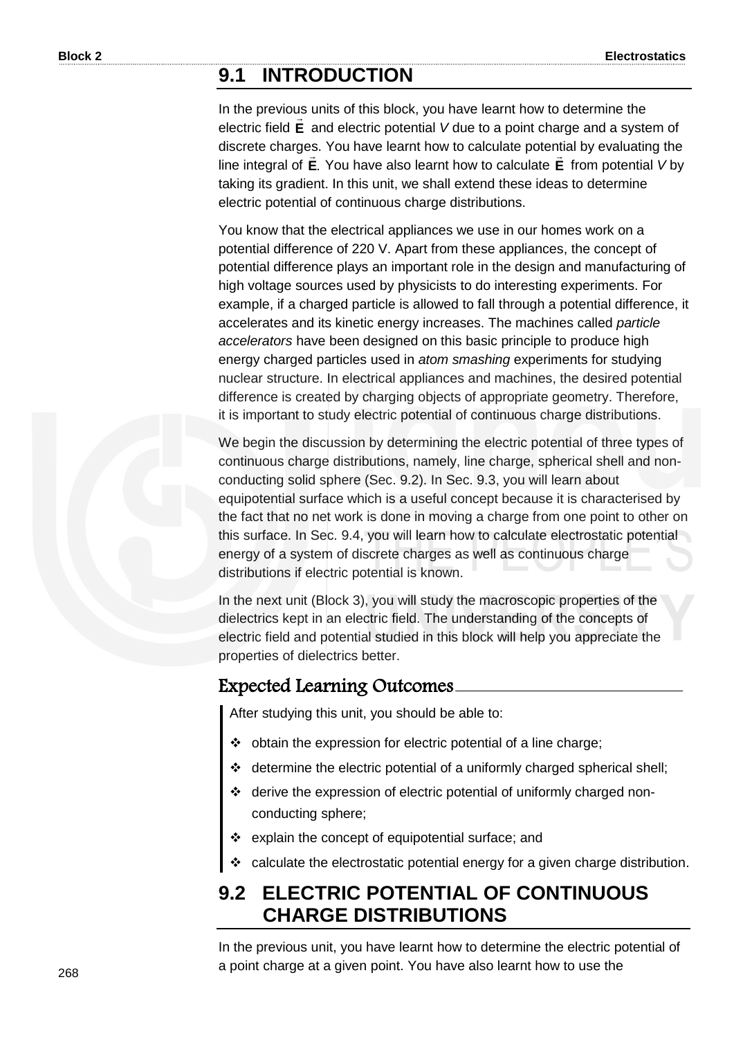## 9.1 INTRODUCTION

In the previous units of this block, you have learnt how to determine the electric field $\vec{\mathbf{E}}$ and electric potential $V$ due to a point charge and a system of discrete charges. You have learnt how to calculate potential by evaluating the line integral of $\vec{\mathbf{E}}$. You have also learnt how to calculate $\vec{\mathbf{E}}$ from potential $V$ by taking its gradient. In this unit, we shall extend these ideas to determine electric potential of continuous charge distributions.

You know that the electrical appliances we use in our homes work on a potential difference of 220 V. Apart from these appliances, the concept of potential difference plays an important role in the design and manufacturing of high voltage sources used by physicists to do interesting experiments. For example, if a charged particle is allowed to fall through a potential difference, it accelerates and its kinetic energy increases. The machines called *particle accelerators* have been designed on this basic principle to produce high energy charged particles used in *atom smashing* experiments for studying nuclear structure. In electrical appliances and machines, the desired potential difference is created by charging objects of appropriate geometry. Therefore, it is important to study electric potential of continuous charge distributions.

We begin the discussion by determining the electric potential of three types of continuous charge distributions, namely, line charge, spherical shell and non-conducting solid sphere (Sec. 9.2). In Sec. 9.3, you will learn about equipotential surface which is a useful concept because it is characterised by the fact that no net work is done in moving a charge from one point to other on this surface. In Sec. 9.4, you will learn how to calculate electrostatic potential energy of a system of discrete charges as well as continuous charge distributions if electric potential is known.

In the next unit (Block 3), you will study the macroscopic properties of the dielectrics kept in an electric field. The understanding of the concepts of electric field and potential studied in this block will help you appreciate the properties of dielectrics better.

### Expected Learning Outcomes

After studying this unit, you should be able to:

- obtain the expression for electric potential of a line charge;
- determine the electric potential of a uniformly charged spherical shell;
- derive the expression of electric potential of uniformly charged non-conducting sphere;
- explain the concept of equipotential surface; and
- calculate the electrostatic potential energy for a given charge distribution.

## 9.2 ELECTRIC POTENTIAL OF CONTINUOUS CHARGE DISTRIBUTIONS

In the previous unit, you have learnt how to determine the electric potential of a point charge at a given point. You have also learnt how to use the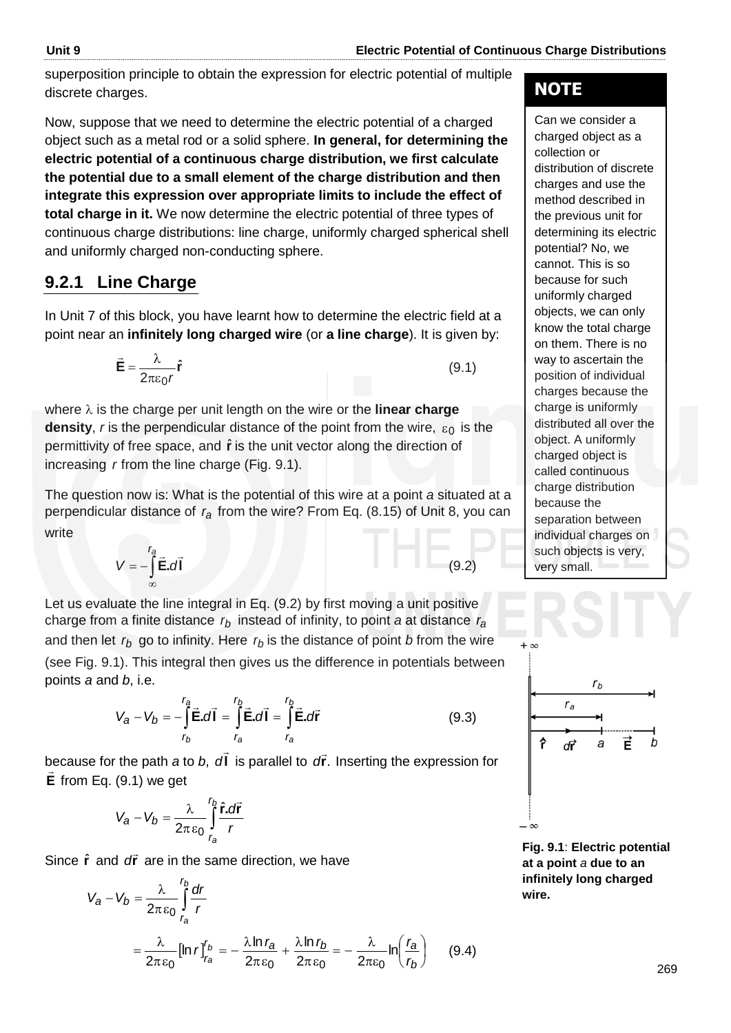superposition principle to obtain the expression for electric potential of multiple discrete charges.

Now, suppose that we need to determine the electric potential of a charged object such as a metal rod or a solid sphere. **In general, for determining the electric potential of a continuous charge distribution, we first calculate the potential due to a small element of the charge distribution and then integrate this expression over appropriate limits to include the effect of total charge in it.** We now determine the electric potential of three types of continuous charge distributions: line charge, uniformly charged spherical shell and uniformly charged non-conducting sphere.

**NOTE**

Can we consider a charged object as a collection or distribution of discrete charges and use the method described in the previous unit for determining its electric potential? No, we cannot. This is so because for such uniformly charged objects, we can only know the total charge on them. There is no way to ascertain the position of individual charges because the charge is uniformly distributed all over the object. A uniformly charged object is called continuous charge distribution because the separation between individual charges on such objects is very, very small.

### 9.2.1 Line Charge

In Unit 7 of this block, you have learnt how to determine the electric field at a point near an **infinitely long charged wire** (or **a line charge**). It is given by:

$$\vec{\mathbf{E}} = \frac{\lambda}{2\pi\varepsilon_0 r}\hat{\mathbf{r}} \qquad (9.1)$$

where $\lambda$ is the charge per unit length on the wire or the **linear charge density**, $r$ is the perpendicular distance of the point from the wire, $\varepsilon_0$ is the permittivity of free space, and $\hat{\mathbf{r}}$ is the unit vector along the direction of increasing $r$ from the line charge (Fig. 9.1).

The question now is: What is the potential of this wire at a point *a* situated at a perpendicular distance of $r_a$ from the wire? From Eq. (8.15) of Unit 8, you can write

$$V = -\int_{\infty}^{r_a} \vec{\mathbf{E}}.d\vec{\mathbf{l}} \qquad (9.2)$$

Let us evaluate the line integral in Eq. (9.2) by first moving a unit positive charge from a finite distance $r_b$ instead of infinity, to point *a* at distance $r_a$ and then let $r_b$ go to infinity. Here $r_b$ is the distance of point *b* from the wire (see Fig. 9.1). This integral then gives us the difference in potentials between points *a* and *b*, i.e.

$$V_a - V_b = -\int_{r_b}^{r_a} \vec{\mathbf{E}}.d\vec{\mathbf{l}} = \int_{r_a}^{r_b} \vec{\mathbf{E}}.d\vec{\mathbf{l}} = \int_{r_a}^{r_b} \vec{\mathbf{E}}.d\vec{\mathbf{r}} \qquad (9.3)$$

because for the path *a* to *b*, $d\vec{\mathbf{l}}$ is parallel to $d\vec{\mathbf{r}}$. Inserting the expression for $\vec{\mathbf{E}}$ from Eq. (9.1) we get

$$V_a - V_b = \frac{\lambda}{2\pi\varepsilon_0}\int_{r_a}^{r_b} \frac{\hat{\mathbf{r}}.d\vec{\mathbf{r}}}{r}$$

Since $\hat{\mathbf{r}}$ and $d\vec{\mathbf{r}}$ are in the same direction, we have

$$V_a - V_b = \frac{\lambda}{2\pi\varepsilon_0}\int_{r_a}^{r_b} \frac{dr}{r}$$

$$= \frac{\lambda}{2\pi\varepsilon_0}\left[\ln r\right]_{r_a}^{r_b} = -\frac{\lambda \ln r_a}{2\pi\varepsilon_0} + \frac{\lambda \ln r_b}{2\pi\varepsilon_0} = -\frac{\lambda}{2\pi\varepsilon_0}\ln\left(\frac{r_a}{r_b}\right) \qquad (9.4)$$

**Fig. 9.1**: **Electric potential at a point *a* due to an infinitely long charged wire.**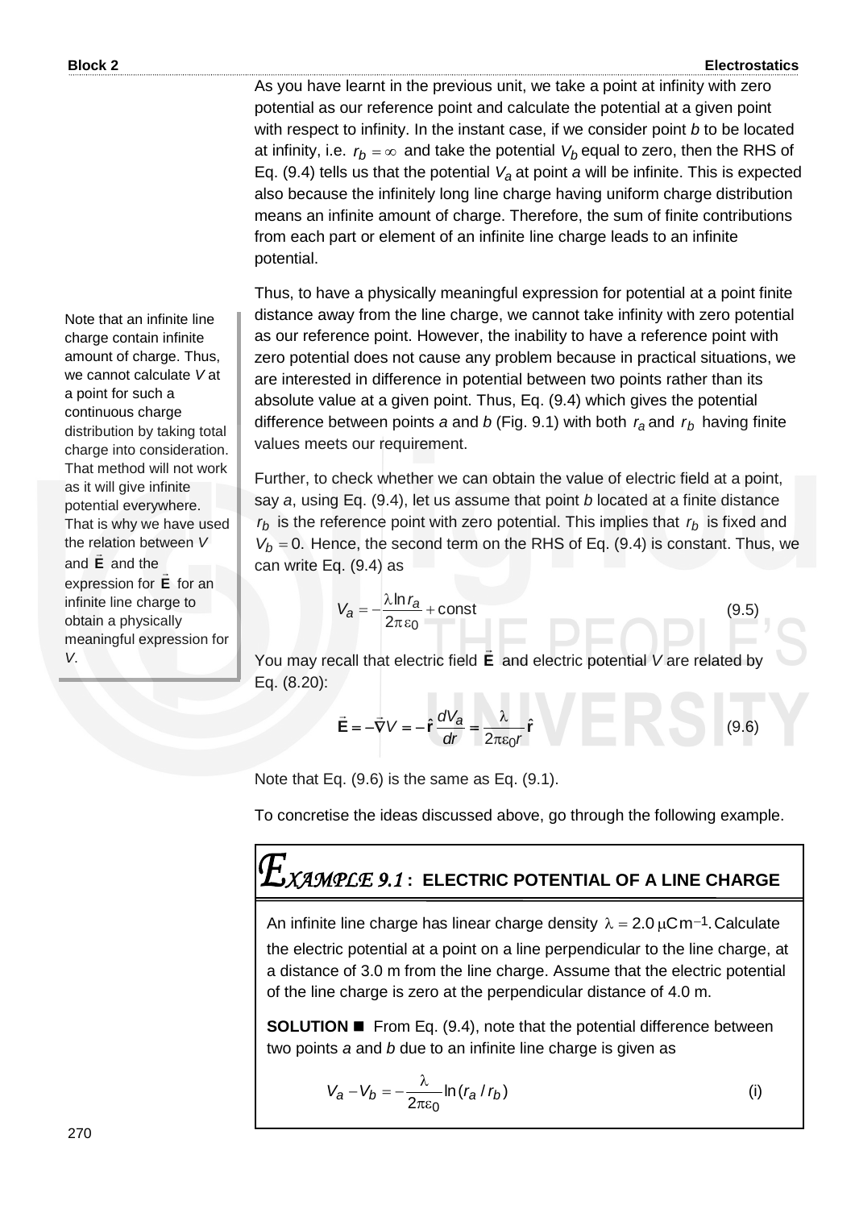As you have learnt in the previous unit, we take a point at infinity with zero potential as our reference point and calculate the potential at a given point with respect to infinity. In the instant case, if we consider point *b* to be located at infinity, i.e. $r_b = \infty$ and take the potential $V_b$ equal to zero, then the RHS of Eq. (9.4) tells us that the potential $V_a$ at point *a* will be infinite. This is expected also because the infinitely long line charge having uniform charge distribution means an infinite amount of charge. Therefore, the sum of finite contributions from each part or element of an infinite line charge leads to an infinite potential.

Thus, to have a physically meaningful expression for potential at a point finite distance away from the line charge, we cannot take infinity with zero potential as our reference point. However, the inability to have a reference point with zero potential does not cause any problem because in practical situations, we are interested in difference in potential between two points rather than its absolute value at a given point. Thus, Eq. (9.4) which gives the potential difference between points *a* and *b* (Fig. 9.1) with both $r_a$ and $r_b$ having finite values meets our requirement.

> Note that an infinite line charge contain infinite amount of charge. Thus, we cannot calculate *V* at a point for such a continuous charge distribution by taking total charge into consideration. That method will not work as it will give infinite potential everywhere. That is why we have used the relation between *V* and $\vec{\mathbf{E}}$ and the expression for $\vec{\mathbf{E}}$ for an infinite line charge to obtain a physically meaningful expression for *V*.

Further, to check whether we can obtain the value of electric field at a point, say *a*, using Eq. (9.4), let us assume that point *b* located at a finite distance $r_b$ is the reference point with zero potential. This implies that $r_b$ is fixed and $V_b = 0.$ Hence, the second term on the RHS of Eq. (9.4) is constant. Thus, we can write Eq. (9.4) as

$$V_a = -\frac{\lambda \ln r_a}{2\pi\varepsilon_0} + \text{const} \tag{9.5}$$

You may recall that electric field $\vec{\mathbf{E}}$ and electric potential *V* are related by Eq. (8.20):

$$\vec{\mathbf{E}} = -\vec{\nabla}V = -\hat{\mathbf{r}}\,\frac{dV_a}{dr} = \frac{\lambda}{2\pi\varepsilon_0 r}\hat{\mathbf{r}} \tag{9.6}$$

Note that Eq. (9.6) is the same as Eq. (9.1).

To concretise the ideas discussed above, go through the following example.

## EXAMPLE 9.1 : ELECTRIC POTENTIAL OF A LINE CHARGE

An infinite line charge has linear charge density $\lambda = 2.0\,\mu\text{C}\,\text{m}^{-1}$. Calculate the electric potential at a point on a line perpendicular to the line charge, at a distance of 3.0 m from the line charge. Assume that the electric potential of the line charge is zero at the perpendicular distance of 4.0 m.

**SOLUTION** ■ From Eq. (9.4), note that the potential difference between two points *a* and *b* due to an infinite line charge is given as

$$V_a - V_b = -\frac{\lambda}{2\pi\varepsilon_0}\ln(r_a / r_b) \tag{i}$$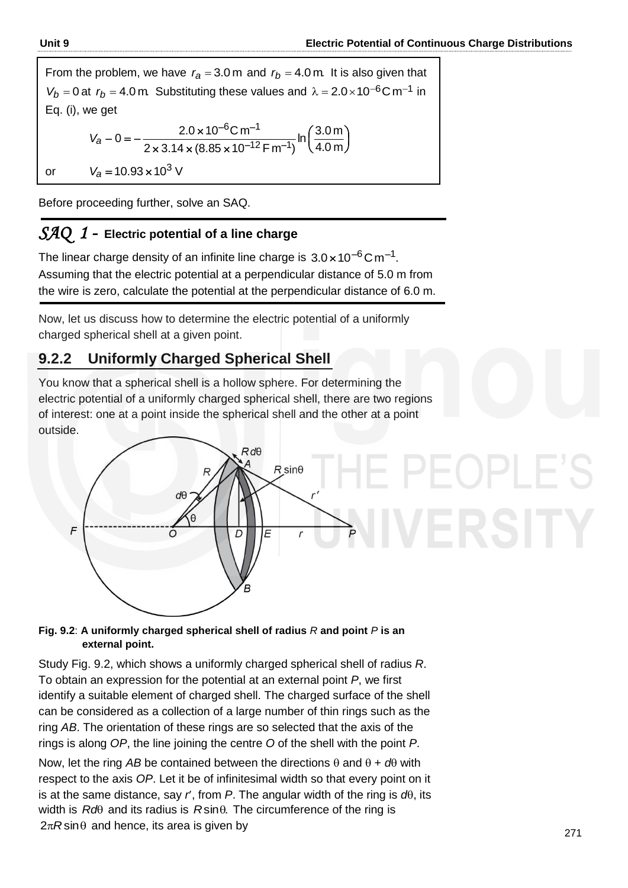From the problem, we have $r_a = 3.0\,\text{m}$ and $r_b = 4.0\,\text{m}$. It is also given that $V_b = 0$ at $r_b = 4.0\,\text{m}$. Substituting these values and $\lambda = 2.0 \times 10^{-6}\,\text{C m}^{-1}$ in Eq. (i), we get

$$V_a - 0 = -\frac{2.0 \times 10^{-6}\,\text{C m}^{-1}}{2 \times 3.14 \times (8.85 \times 10^{-12}\,\text{F m}^{-1})} \ln\left(\frac{3.0\,\text{m}}{4.0\,\text{m}}\right)$$

or $\quad V_a = 10.93 \times 10^3\,\text{V}$

Before proceeding further, solve an SAQ.

## *SAQ 1* - Electric potential of a line charge

The linear charge density of an infinite line charge is $3.0 \times 10^{-6}\,\text{C m}^{-1}$. Assuming that the electric potential at a perpendicular distance of 5.0 m from the wire is zero, calculate the potential at the perpendicular distance of 6.0 m.

Now, let us discuss how to determine the electric potential of a uniformly charged spherical shell at a given point.

## 9.2.2 Uniformly Charged Spherical Shell

You know that a spherical shell is a hollow sphere. For determining the electric potential of a uniformly charged spherical shell, there are two regions of interest: one at a point inside the spherical shell and the other at a point outside.

**Fig. 9.2**: **A uniformly charged spherical shell of radius** *R* **and point** *P* **is an external point.**

Study Fig. 9.2, which shows a uniformly charged spherical shell of radius *R*. To obtain an expression for the potential at an external point *P*, we first identify a suitable element of charged shell. The charged surface of the shell can be considered as a collection of a large number of thin rings such as the ring *AB*. The orientation of these rings are so selected that the axis of the rings is along *OP*, the line joining the centre *O* of the shell with the point *P*.

Now, let the ring *AB* be contained between the directions $\theta$ and $\theta + d\theta$ with respect to the axis *OP*. Let it be of infinitesimal width so that every point on it is at the same distance, say $r'$, from *P*. The angular width of the ring is $d\theta$, its width is $R d\theta$ and its radius is $R \sin\theta$. The circumference of the ring is $2\pi R \sin\theta$ and hence, its area is given by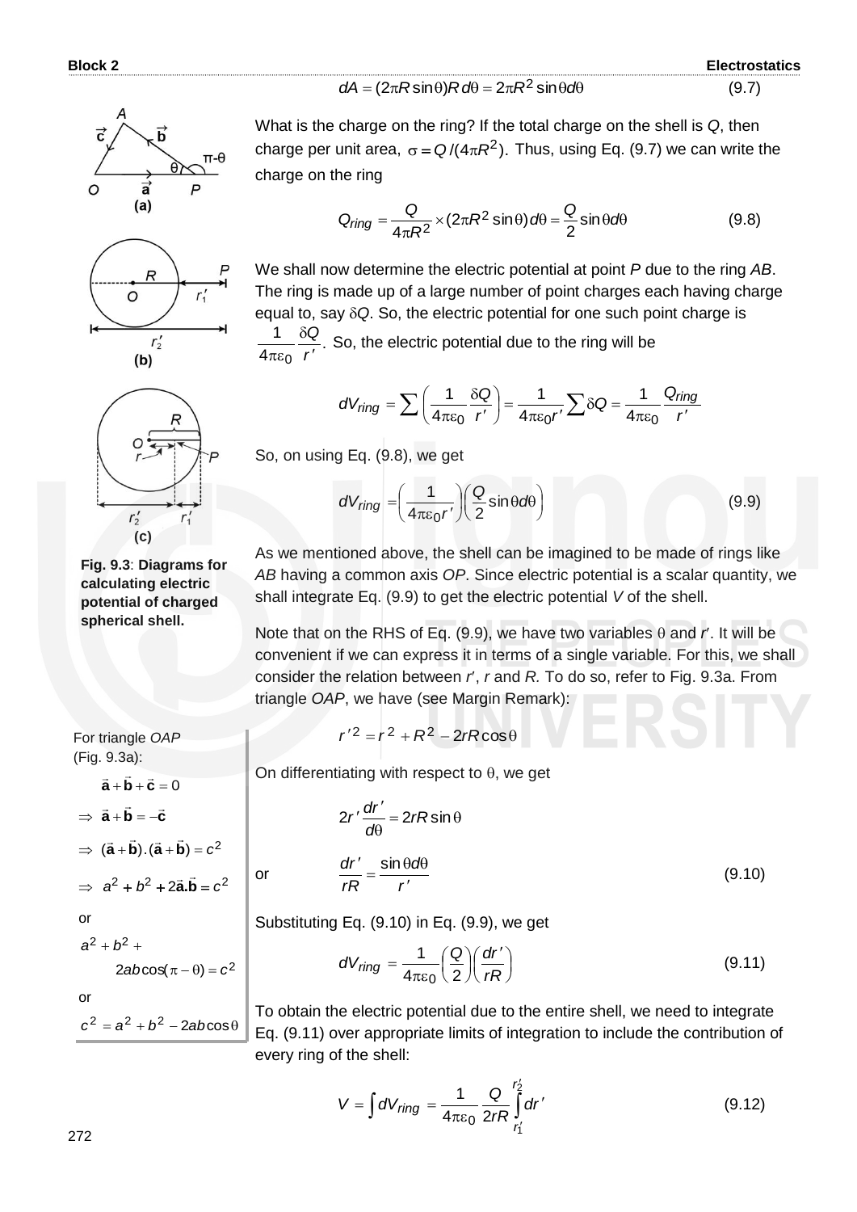$$dA = (2\pi R \sin\theta) R\, d\theta = 2\pi R^2 \sin\theta d\theta \qquad (9.7)$$

What is the charge on the ring? If the total charge on the shell is $Q$, then charge per unit area, $\sigma = Q/(4\pi R^2)$. Thus, using Eq. (9.7) we can write the charge on the ring

$$Q_{ring} = \frac{Q}{4\pi R^2} \times (2\pi R^2 \sin\theta) d\theta = \frac{Q}{2} \sin\theta d\theta \qquad (9.8)$$

We shall now determine the electric potential at point $P$ due to the ring $AB$. The ring is made up of a large number of point charges each having charge equal to, say $\delta Q$. So, the electric potential for one such point charge is $\frac{1}{4\pi\varepsilon_0} \frac{\delta Q}{r'}$. So, the electric potential due to the ring will be

$$dV_{ring} = \sum \left( \frac{1}{4\pi\varepsilon_0} \frac{\delta Q}{r'} \right) = \frac{1}{4\pi\varepsilon_0 r'} \sum \delta Q = \frac{1}{4\pi\varepsilon_0} \frac{Q_{ring}}{r'}$$

So, on using Eq. (9.8), we get

$$dV_{ring} = \left( \frac{1}{4\pi\varepsilon_0 r'} \right) \left( \frac{Q}{2} \sin\theta d\theta \right) \qquad (9.9)$$

As we mentioned above, the shell can be imagined to be made of rings like $AB$ having a common axis $OP$. Since electric potential is a scalar quantity, we shall integrate Eq. (9.9) to get the electric potential $V$ of the shell.

Note that on the RHS of Eq. (9.9), we have two variables $\theta$ and $r'$. It will be convenient if we can express it in terms of a single variable. For this, we shall consider the relation between $r'$, $r$ and $R$. To do so, refer to Fig. 9.3a. From triangle $OAP$, we have (see Margin Remark):

$$r'^2 = r^2 + R^2 - 2rR\cos\theta$$

On differentiating with respect to $\theta$, we get

$$2r' \frac{dr'}{d\theta} = 2rR \sin\theta$$

or

$$\frac{dr'}{rR} = \frac{\sin\theta d\theta}{r'} \qquad (9.10)$$

Substituting Eq. (9.10) in Eq. (9.9), we get

$$dV_{ring} = \frac{1}{4\pi\varepsilon_0} \left( \frac{Q}{2} \right) \left( \frac{dr'}{rR} \right) \qquad (9.11)$$

To obtain the electric potential due to the entire shell, we need to integrate Eq. (9.11) over appropriate limits of integration to include the contribution of every ring of the shell:

$$V = \int dV_{ring} = \frac{1}{4\pi\varepsilon_0} \frac{Q}{2rR} \int_{r_1'}^{r_2'} dr' \qquad (9.12)$$

**Fig. 9.3**: **Diagrams for calculating electric potential of charged spherical shell.**

For triangle $OAP$ (Fig. 9.3a):

$$\vec{a} + \vec{b} + \vec{c} = 0$$

$$\Rightarrow \vec{a} + \vec{b} = -\vec{c}$$

$$\Rightarrow (\vec{a} + \vec{b}).(\vec{a} + \vec{b}) = c^2$$

$$\Rightarrow a^2 + b^2 + 2\vec{a}.\vec{b} = c^2$$

or

$$a^2 + b^2 + 2ab\cos(\pi - \theta) = c^2$$

or

$$c^2 = a^2 + b^2 - 2ab\cos\theta$$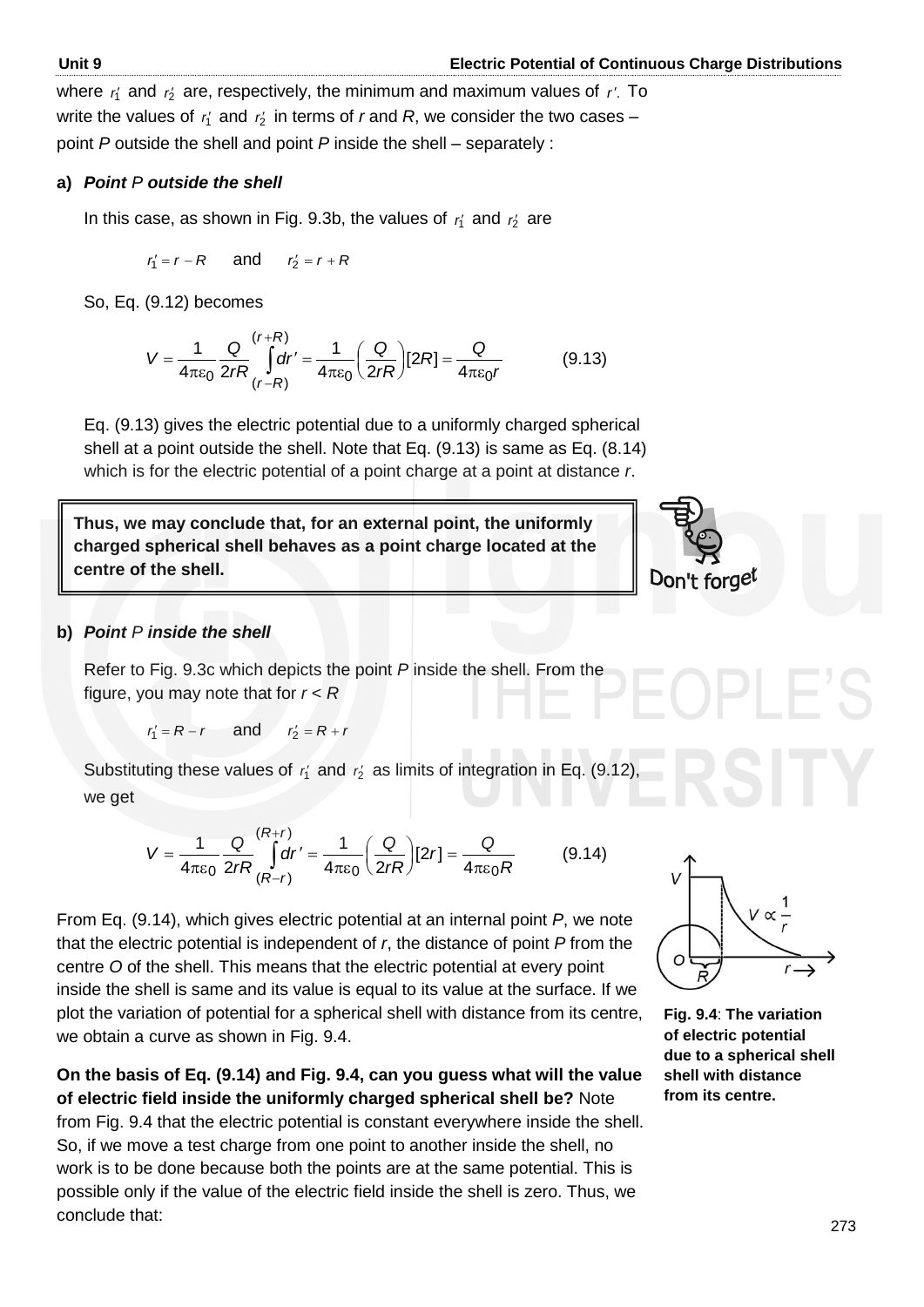where $r_1'$ and $r_2'$ are, respectively, the minimum and maximum values of $r'$. To write the values of $r_1'$ and $r_2'$ in terms of *r* and *R*, we consider the two cases – point *P* outside the shell and point *P* inside the shell – separately :

**a)** ***Point P outside the shell***

In this case, as shown in Fig. 9.3b, the values of $r_1'$ and $r_2'$ are

$$r_1' = r - R \quad \text{and} \quad r_2' = r + R$$

So, Eq. (9.12) becomes

$$V = \frac{1}{4\pi\varepsilon_0} \frac{Q}{2rR} \int_{(r-R)}^{(r+R)} dr' = \frac{1}{4\pi\varepsilon_0} \left(\frac{Q}{2rR}\right)[2R] = \frac{Q}{4\pi\varepsilon_0 r} \qquad (9.13)$$

Eq. (9.13) gives the electric potential due to a uniformly charged spherical shell at a point outside the shell. Note that Eq. (9.13) is same as Eq. (8.14) which is for the electric potential of a point charge at a point at distance *r*.

**Thus, we may conclude that, for an external point, the uniformly charged spherical shell behaves as a point charge located at the centre of the shell.**

Don't forget

**b)** ***Point P inside the shell***

Refer to Fig. 9.3c which depicts the point *P* inside the shell. From the figure, you may note that for $r < R$

$$r_1' = R - r \quad \text{and} \quad r_2' = R + r$$

Substituting these values of $r_1'$ and $r_2'$ as limits of integration in Eq. (9.12), we get

$$V = \frac{1}{4\pi\varepsilon_0} \frac{Q}{2rR} \int_{(R-r)}^{(R+r)} dr' = \frac{1}{4\pi\varepsilon_0} \left(\frac{Q}{2rR}\right)[2r] = \frac{Q}{4\pi\varepsilon_0 R} \qquad (9.14)$$

From Eq. (9.14), which gives electric potential at an internal point *P*, we note that the electric potential is independent of *r*, the distance of point *P* from the centre *O* of the shell. This means that the electric potential at every point inside the shell is same and its value is equal to its value at the surface. If we plot the variation of potential for a spherical shell with distance from its centre, we obtain a curve as shown in Fig. 9.4.

**Fig. 9.4**: **The variation of electric potential due to a spherical shell shell with distance from its centre.**

**On the basis of Eq. (9.14) and Fig. 9.4, can you guess what will the value of electric field inside the uniformly charged spherical shell be?** Note from Fig. 9.4 that the electric potential is constant everywhere inside the shell. So, if we move a test charge from one point to another inside the shell, no work is to be done because both the points are at the same potential. This is possible only if the value of the electric field inside the shell is zero. Thus, we conclude that: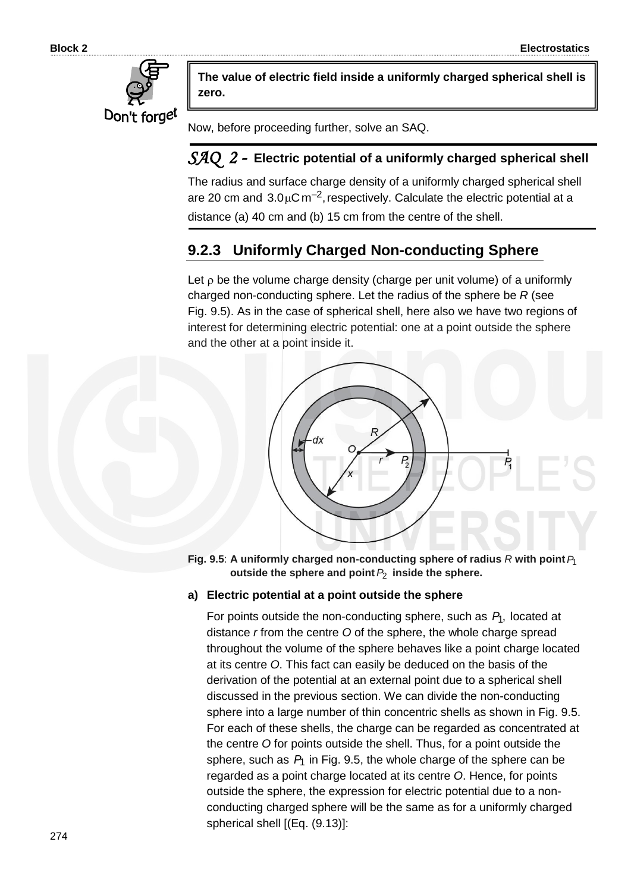**The value of electric field inside a uniformly charged spherical shell is zero.**

Don't forget

Now, before proceeding further, solve an SAQ.

## *SAQ 2* – Electric potential of a uniformly charged spherical shell

The radius and surface charge density of a uniformly charged spherical shell are 20 cm and $3.0\,\mu\text{C}\,\text{m}^{-2}$, respectively. Calculate the electric potential at a distance (a) 40 cm and (b) 15 cm from the centre of the shell.

## 9.2.3 Uniformly Charged Non-conducting Sphere

Let $\rho$ be the volume charge density (charge per unit volume) of a uniformly charged non-conducting sphere. Let the radius of the sphere be $R$ (see Fig. 9.5). As in the case of spherical shell, here also we have two regions of interest for determining electric potential: one at a point outside the sphere and the other at a point inside it.

**Fig. 9.5**: **A uniformly charged non-conducting sphere of radius $R$ with point $P_1$ outside the sphere and point $P_2$ inside the sphere.**

**a) Electric potential at a point outside the sphere**

For points outside the non-conducting sphere, such as $P_1$, located at distance $r$ from the centre $O$ of the sphere, the whole charge spread throughout the volume of the sphere behaves like a point charge located at its centre $O$. This fact can easily be deduced on the basis of the derivation of the potential at an external point due to a spherical shell discussed in the previous section. We can divide the non-conducting sphere into a large number of thin concentric shells as shown in Fig. 9.5. For each of these shells, the charge can be regarded as concentrated at the centre $O$ for points outside the shell. Thus, for a point outside the sphere, such as $P_1$ in Fig. 9.5, the whole charge of the sphere can be regarded as a point charge located at its centre $O$. Hence, for points outside the sphere, the expression for electric potential due to a non-conducting charged sphere will be the same as for a uniformly charged spherical shell [(Eq. (9.13)]: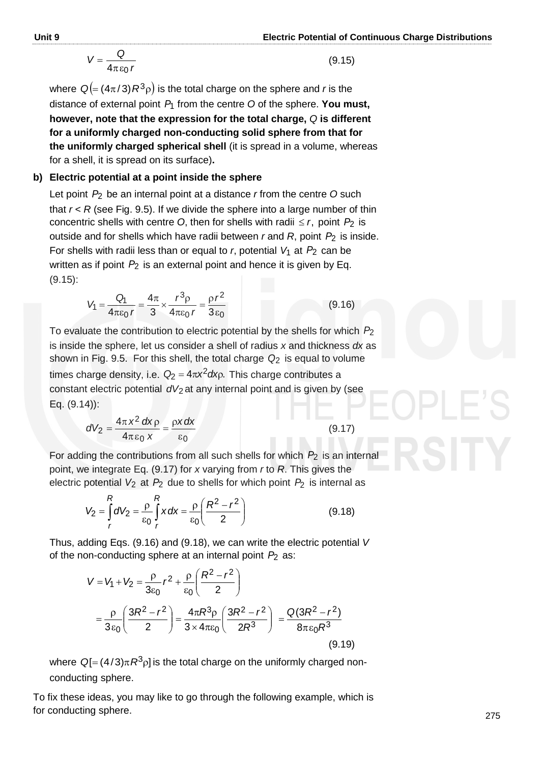$$V = \frac{Q}{4\pi\varepsilon_0 r} \tag{9.15}$$

where $Q\left(= (4\pi/3)R^3\rho\right)$ is the total charge on the sphere and $r$ is the distance of external point $P_1$ from the centre $O$ of the sphere. **You must, however, note that the expression for the total charge,** $Q$ **is different for a uniformly charged non-conducting solid sphere from that for the uniformly charged spherical shell** (it is spread in a volume, whereas for a shell, it is spread on its surface)**.**

**b) Electric potential at a point inside the sphere**

Let point $P_2$ be an internal point at a distance $r$ from the centre $O$ such that $r < R$ (see Fig. 9.5). If we divide the sphere into a large number of thin concentric shells with centre $O$, then for shells with radii $\le r$, point $P_2$ is outside and for shells which have radii between $r$ and $R$, point $P_2$ is inside. For shells with radii less than or equal to $r$, potential $V_1$ at $P_2$ can be written as if point $P_2$ is an external point and hence it is given by Eq. (9.15):

$$V_1 = \frac{Q_1}{4\pi\varepsilon_0 r} = \frac{4\pi}{3} \times \frac{r^3\rho}{4\pi\varepsilon_0 r} = \frac{\rho r^2}{3\varepsilon_0} \tag{9.16}$$

To evaluate the contribution to electric potential by the shells for which $P_2$ is inside the sphere, let us consider a shell of radius $x$ and thickness $dx$ as shown in Fig. 9.5. For this shell, the total charge $Q_2$ is equal to volume times charge density, i.e. $Q_2 = 4\pi x^2 dx\rho$. This charge contributes a constant electric potential $dV_2$ at any internal point and is given by (see Eq. (9.14)):

$$dV_2 = \frac{4\pi x^2\, dx\, \rho}{4\pi\varepsilon_0\, x} = \frac{\rho x\, dx}{\varepsilon_0} \tag{9.17}$$

For adding the contributions from all such shells for which $P_2$ is an internal point, we integrate Eq. (9.17) for $x$ varying from $r$ to $R$. This gives the electric potential $V_2$ at $P_2$ due to shells for which point $P_2$ is internal as

$$V_2 = \int_r^R dV_2 = \frac{\rho}{\varepsilon_0}\int_r^R x\, dx = \frac{\rho}{\varepsilon_0}\left(\frac{R^2 - r^2}{2}\right) \tag{9.18}$$

Thus, adding Eqs. (9.16) and (9.18), we can write the electric potential $V$ of the non-conducting sphere at an internal point $P_2$ as:

$$V = V_1 + V_2 = \frac{\rho}{3\varepsilon_0}r^2 + \frac{\rho}{\varepsilon_0}\left(\frac{R^2 - r^2}{2}\right)$$

$$= \frac{\rho}{3\varepsilon_0}\left(\frac{3R^2 - r^2}{2}\right) = \frac{4\pi R^3\rho}{3\times 4\pi\varepsilon_0}\left(\frac{3R^2 - r^2}{2R^3}\right) = \frac{Q(3R^2 - r^2)}{8\pi\varepsilon_0 R^3} \tag{9.19}$$

where $Q[= (4/3)\pi R^3\rho]$ is the total charge on the uniformly charged non-conducting sphere.

To fix these ideas, you may like to go through the following example, which is for conducting sphere.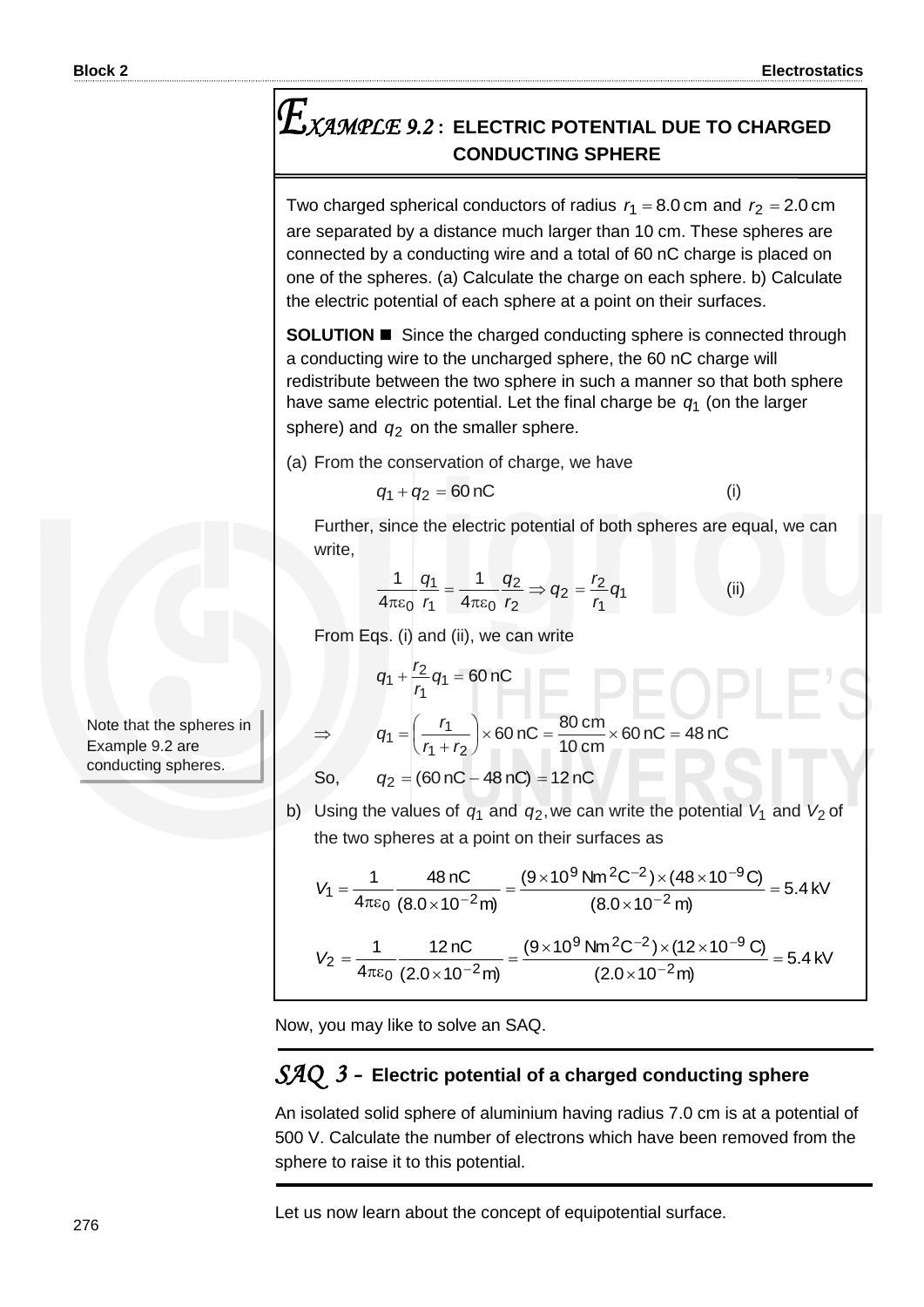## EXAMPLE 9.2 : ELECTRIC POTENTIAL DUE TO CHARGED CONDUCTING SPHERE

Two charged spherical conductors of radius $r_1 = 8.0\,\text{cm}$ and $r_2 = 2.0\,\text{cm}$ are separated by a distance much larger than 10 cm. These spheres are connected by a conducting wire and a total of 60 nC charge is placed on one of the spheres. (a) Calculate the charge on each sphere. b) Calculate the electric potential of each sphere at a point on their surfaces.

**SOLUTION ■** Since the charged conducting sphere is connected through a conducting wire to the uncharged sphere, the 60 nC charge will redistribute between the two sphere in such a manner so that both sphere have same electric potential. Let the final charge be $q_1$ (on the larger sphere) and $q_2$ on the smaller sphere.

(a) From the conservation of charge, we have

$$q_1 + q_2 = 60\,\text{nC} \qquad \text{(i)}$$

Further, since the electric potential of both spheres are equal, we can write,

$$\frac{1}{4\pi\varepsilon_0}\frac{q_1}{r_1} = \frac{1}{4\pi\varepsilon_0}\frac{q_2}{r_2} \Rightarrow q_2 = \frac{r_2}{r_1}q_1 \qquad \text{(ii)}$$

From Eqs. (i) and (ii), we can write

$$q_1 + \frac{r_2}{r_1}q_1 = 60\,\text{nC}$$

$$\Rightarrow \qquad q_1 = \left(\frac{r_1}{r_1 + r_2}\right) \times 60\,\text{nC} = \frac{80\,\text{cm}}{10\,\text{cm}} \times 60\,\text{nC} = 48\,\text{nC}$$

So, $\quad q_2 = (60\,\text{nC} - 48\,\text{nC}) = 12\,\text{nC}$

Note that the spheres in Example 9.2 are conducting spheres.

b) Using the values of $q_1$ and $q_2$, we can write the potential $V_1$ and $V_2$ of the two spheres at a point on their surfaces as

$$V_1 = \frac{1}{4\pi\varepsilon_0}\frac{48\,\text{nC}}{(8.0 \times 10^{-2}\text{m})} = \frac{(9 \times 10^9\,\text{Nm}^2\text{C}^{-2}) \times (48 \times 10^{-9}\text{C})}{(8.0 \times 10^{-2}\,\text{m})} = 5.4\,\text{kV}$$

$$V_2 = \frac{1}{4\pi\varepsilon_0}\frac{12\,\text{nC}}{(2.0 \times 10^{-2}\text{m})} = \frac{(9 \times 10^9\,\text{Nm}^2\text{C}^{-2}) \times (12 \times 10^{-9}\,\text{C})}{(2.0 \times 10^{-2}\text{m})} = 5.4\,\text{kV}$$

Now, you may like to solve an SAQ.

## SAQ 3 – Electric potential of a charged conducting sphere

An isolated solid sphere of aluminium having radius 7.0 cm is at a potential of 500 V. Calculate the number of electrons which have been removed from the sphere to raise it to this potential.

Let us now learn about the concept of equipotential surface.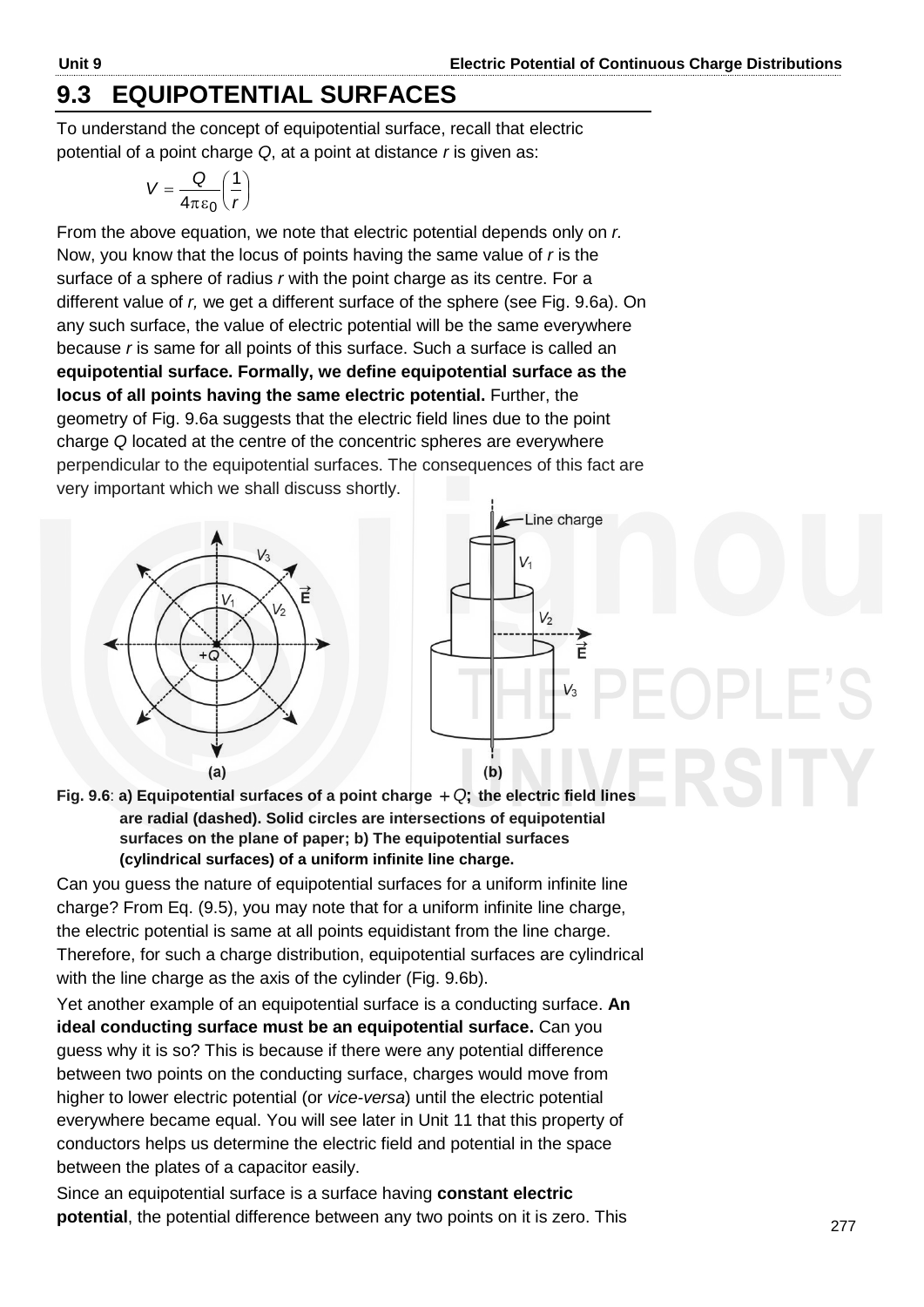## 9.3 EQUIPOTENTIAL SURFACES

To understand the concept of equipotential surface, recall that electric potential of a point charge $Q$, at a point at distance $r$ is given as:

$$V = \frac{Q}{4\pi\varepsilon_0}\left(\frac{1}{r}\right)$$

From the above equation, we note that electric potential depends only on *r.* Now, you know that the locus of points having the same value of *r* is the surface of a sphere of radius *r* with the point charge as its centre. For a different value of *r,* we get a different surface of the sphere (see Fig. 9.6a). On any such surface, the value of electric potential will be the same everywhere because *r* is same for all points of this surface. Such a surface is called an **equipotential surface. Formally, we define equipotential surface as the locus of all points having the same electric potential.** Further, the geometry of Fig. 9.6a suggests that the electric field lines due to the point charge $Q$ located at the centre of the concentric spheres are everywhere perpendicular to the equipotential surfaces. The consequences of this fact are very important which we shall discuss shortly.

**Fig. 9.6**: **a) Equipotential surfaces of a point charge $+Q$; the electric field lines are radial (dashed). Solid circles are intersections of equipotential surfaces on the plane of paper; b) The equipotential surfaces (cylindrical surfaces) of a uniform infinite line charge.**

Can you guess the nature of equipotential surfaces for a uniform infinite line charge? From Eq. (9.5), you may note that for a uniform infinite line charge, the electric potential is same at all points equidistant from the line charge. Therefore, for such a charge distribution, equipotential surfaces are cylindrical with the line charge as the axis of the cylinder (Fig. 9.6b).

Yet another example of an equipotential surface is a conducting surface. **An ideal conducting surface must be an equipotential surface.** Can you guess why it is so? This is because if there were any potential difference between two points on the conducting surface, charges would move from higher to lower electric potential (or *vice-versa*) until the electric potential everywhere became equal. You will see later in Unit 11 that this property of conductors helps us determine the electric field and potential in the space between the plates of a capacitor easily.

Since an equipotential surface is a surface having **constant electric potential**, the potential difference between any two points on it is zero. This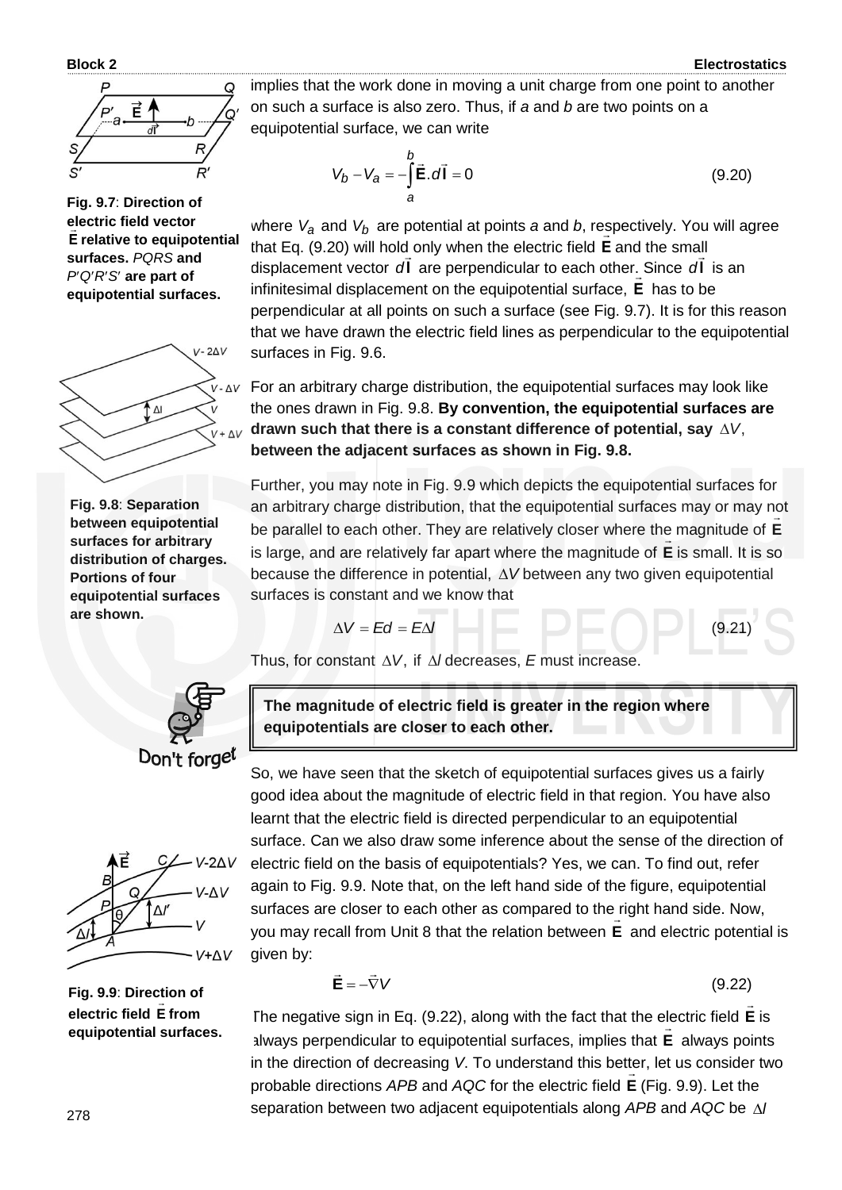Fig. 9.7: **Direction of electric field vector $\vec{\mathbf{E}}$ relative to equipotential surfaces.** *PQRS* **and** *P′Q′R′S′* **are part of equipotential surfaces.**

implies that the work done in moving a unit charge from one point to another on such a surface is also zero. Thus, if *a* and *b* are two points on a equipotential surface, we can write

$$V_b - V_a = -\int_a^b \vec{\mathbf{E}}.d\vec{\mathbf{l}} = 0 \tag{9.20}$$

where $V_a$ and $V_b$ are potential at points *a* and *b*, respectively. You will agree that Eq. (9.20) will hold only when the electric field $\vec{\mathbf{E}}$ and the small displacement vector $d\vec{\mathbf{l}}$ are perpendicular to each other. Since $d\vec{\mathbf{l}}$ is an infinitesimal displacement on the equipotential surface, $\vec{\mathbf{E}}$ has to be perpendicular at all points on such a surface (see Fig. 9.7). It is for this reason that we have drawn the electric field lines as perpendicular to the equipotential surfaces in Fig. 9.6.

For an arbitrary charge distribution, the equipotential surfaces may look like the ones drawn in Fig. 9.8. **By convention, the equipotential surfaces are drawn such that there is a constant difference of potential, say $\Delta V$, between the adjacent surfaces as shown in Fig. 9.8.**

Fig. 9.8: **Separation between equipotential surfaces for arbitrary distribution of charges. Portions of four equipotential surfaces are shown.**

Further, you may note in Fig. 9.9 which depicts the equipotential surfaces for an arbitrary charge distribution, that the equipotential surfaces may or may not be parallel to each other. They are relatively closer where the magnitude of $\vec{\mathbf{E}}$ is large, and are relatively far apart where the magnitude of $\vec{\mathbf{E}}$ is small. It is so because the difference in potential, $\Delta V$ between any two given equipotential surfaces is constant and we know that

$$\Delta V = Ed = E\Delta l \tag{9.21}$$

Thus, for constant $\Delta V$, if $\Delta l$ decreases, $E$ must increase.

Don't forget

> **The magnitude of electric field is greater in the region where equipotentials are closer to each other.**

So, we have seen that the sketch of equipotential surfaces gives us a fairly good idea about the magnitude of electric field in that region. You have also learnt that the electric field is directed perpendicular to an equipotential surface. Can we also draw some inference about the sense of the direction of electric field on the basis of equipotentials? Yes, we can. To find out, refer again to Fig. 9.9. Note that, on the left hand side of the figure, equipotential surfaces are closer to each other as compared to the right hand side. Now, you may recall from Unit 8 that the relation between $\vec{\mathbf{E}}$ and electric potential is given by:

$$\vec{\mathbf{E}} = -\vec{\nabla}V \tag{9.22}$$

Fig. 9.9: **Direction of electric field $\vec{\mathbf{E}}$ from equipotential surfaces.**

The negative sign in Eq. (9.22), along with the fact that the electric field $\vec{\mathbf{E}}$ is always perpendicular to equipotential surfaces, implies that $\vec{\mathbf{E}}$ always points in the direction of decreasing *V*. To understand this better, let us consider two probable directions *APB* and *AQC* for the electric field $\vec{\mathbf{E}}$ (Fig. 9.9). Let the separation between two adjacent equipotentials along *APB* and *AQC* be $\Delta l$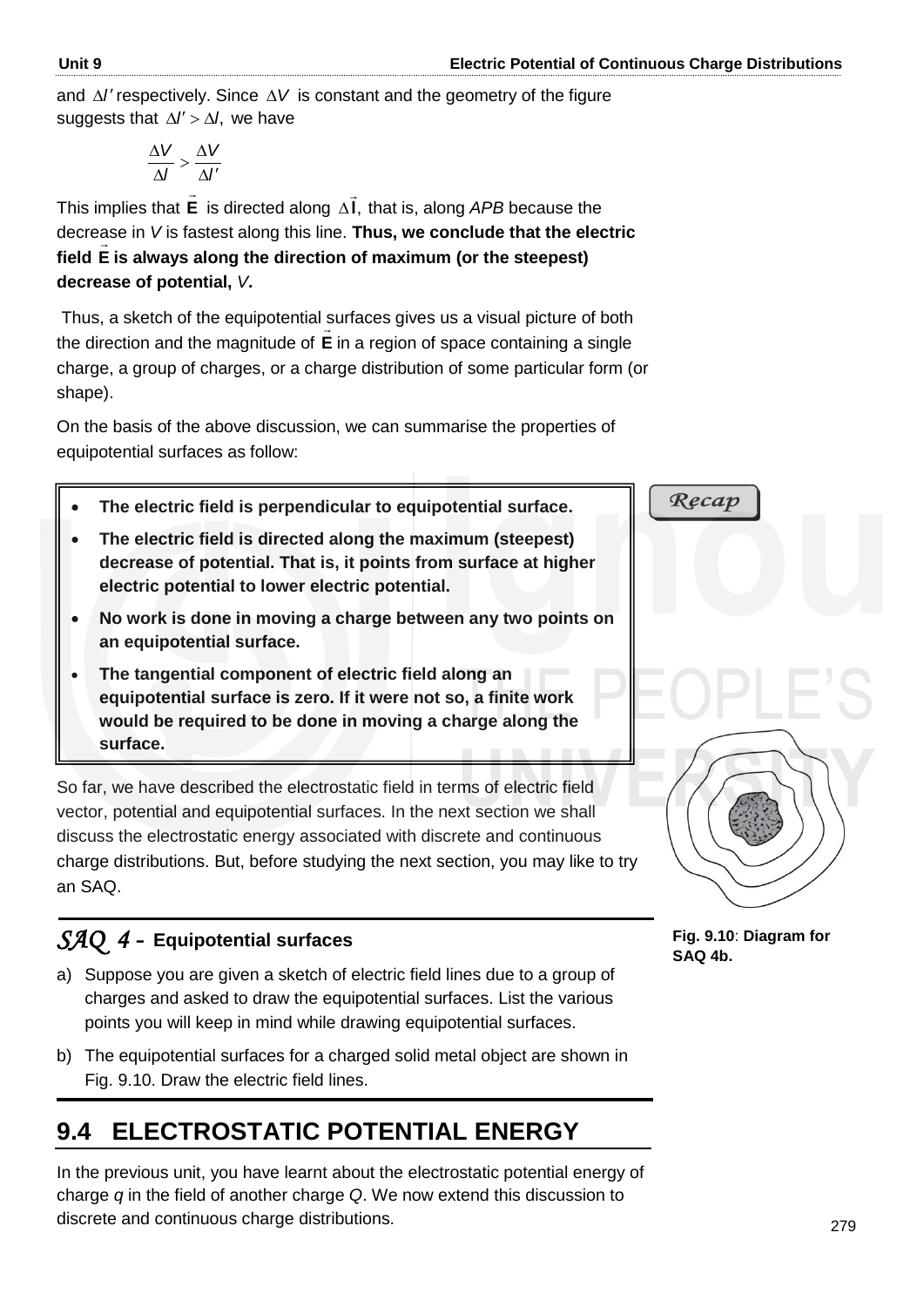and $\Delta l'$ respectively. Since $\Delta V$ is constant and the geometry of the figure suggests that $\Delta l' > \Delta l,$ we have

$$\frac{\Delta V}{\Delta l} > \frac{\Delta V}{\Delta l'}$$

This implies that $\vec{\mathbf{E}}$ is directed along $\Delta \vec{\mathbf{l}},$ that is, along *APB* because the decrease in *V* is fastest along this line. **Thus, we conclude that the electric field $\vec{\mathbf{E}}$ is always along the direction of maximum (or the steepest) decrease of potential, *V*.**

Thus, a sketch of the equipotential surfaces gives us a visual picture of both the direction and the magnitude of $\vec{\mathbf{E}}$ in a region of space containing a single charge, a group of charges, or a charge distribution of some particular form (or shape).

On the basis of the above discussion, we can summarise the properties of equipotential surfaces as follow:

*Recap*

- **The electric field is perpendicular to equipotential surface.**
- **The electric field is directed along the maximum (steepest) decrease of potential. That is, it points from surface at higher electric potential to lower electric potential.**
- **No work is done in moving a charge between any two points on an equipotential surface.**
- **The tangential component of electric field along an equipotential surface is zero. If it were not so, a finite work would be required to be done in moving a charge along the surface.**

So far, we have described the electrostatic field in terms of electric field vector, potential and equipotential surfaces. In the next section we shall discuss the electrostatic energy associated with discrete and continuous charge distributions. But, before studying the next section, you may like to try an SAQ.

**Fig. 9.10**: **Diagram for SAQ 4b.**

### *SAQ 4* – Equipotential surfaces

a) Suppose you are given a sketch of electric field lines due to a group of charges and asked to draw the equipotential surfaces. List the various points you will keep in mind while drawing equipotential surfaces.

b) The equipotential surfaces for a charged solid metal object are shown in Fig. 9.10. Draw the electric field lines.

## 9.4 ELECTROSTATIC POTENTIAL ENERGY

In the previous unit, you have learnt about the electrostatic potential energy of charge *q* in the field of another charge *Q*. We now extend this discussion to discrete and continuous charge distributions.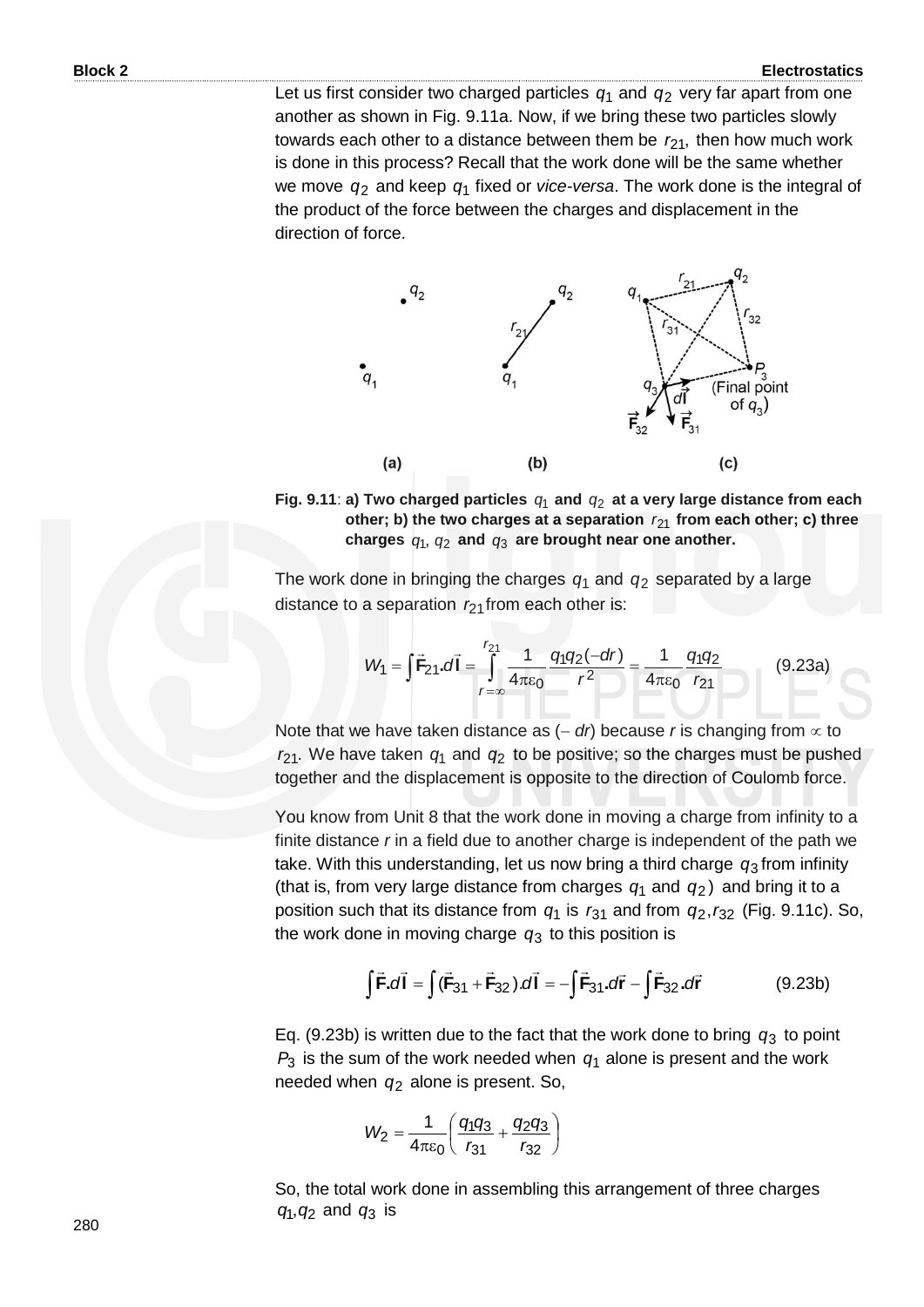Let us first consider two charged particles $q_1$ and $q_2$ very far apart from one another as shown in Fig. 9.11a. Now, if we bring these two particles slowly towards each other to a distance between them be $r_{21}$, then how much work is done in this process? Recall that the work done will be the same whether we move $q_2$ and keep $q_1$ fixed or *vice-versa*. The work done is the integral of the product of the force between the charges and displacement in the direction of force.

**Fig. 9.11**: **a) Two charged particles $q_1$ and $q_2$ at a very large distance from each other; b) the two charges at a separation $r_{21}$ from each other; c) three charges $q_1$, $q_2$ and $q_3$ are brought near one another.**

The work done in bringing the charges $q_1$ and $q_2$ separated by a large distance to a separation $r_{21}$ from each other is:

$$W_1 = \int \vec{\mathbf{F}}_{21}.d\vec{\mathbf{l}} = \int_{r=\infty}^{r_{21}} \frac{1}{4\pi\varepsilon_0} \frac{q_1 q_2 (-dr)}{r^2} = \frac{1}{4\pi\varepsilon_0} \frac{q_1 q_2}{r_{21}} \qquad (9.23a)$$

Note that we have taken distance as $(-\,dr)$ because $r$ is changing from $\infty$ to $r_{21}$. We have taken $q_1$ and $q_2$ to be positive; so the charges must be pushed together and the displacement is opposite to the direction of Coulomb force.

You know from Unit 8 that the work done in moving a charge from infinity to a finite distance $r$ in a field due to another charge is independent of the path we take. With this understanding, let us now bring a third charge $q_3$ from infinity (that is, from very large distance from charges $q_1$ and $q_2$) and bring it to a position such that its distance from $q_1$ is $r_{31}$ and from $q_2$, $r_{32}$ (Fig. 9.11c). So, the work done in moving charge $q_3$ to this position is

$$\int \vec{\mathbf{F}}.d\vec{\mathbf{l}} = \int (\vec{\mathbf{F}}_{31} + \vec{\mathbf{F}}_{32}).d\vec{\mathbf{l}} = -\int \vec{\mathbf{F}}_{31}.d\vec{\mathbf{r}} - \int \vec{\mathbf{F}}_{32}.d\vec{\mathbf{r}} \qquad (9.23b)$$

Eq. (9.23b) is written due to the fact that the work done to bring $q_3$ to point $P_3$ is the sum of the work needed when $q_1$ alone is present and the work needed when $q_2$ alone is present. So,

$$W_2 = \frac{1}{4\pi\varepsilon_0}\left(\frac{q_1 q_3}{r_{31}} + \frac{q_2 q_3}{r_{32}}\right)$$

So, the total work done in assembling this arrangement of three charges $q_1, q_2$ and $q_3$ is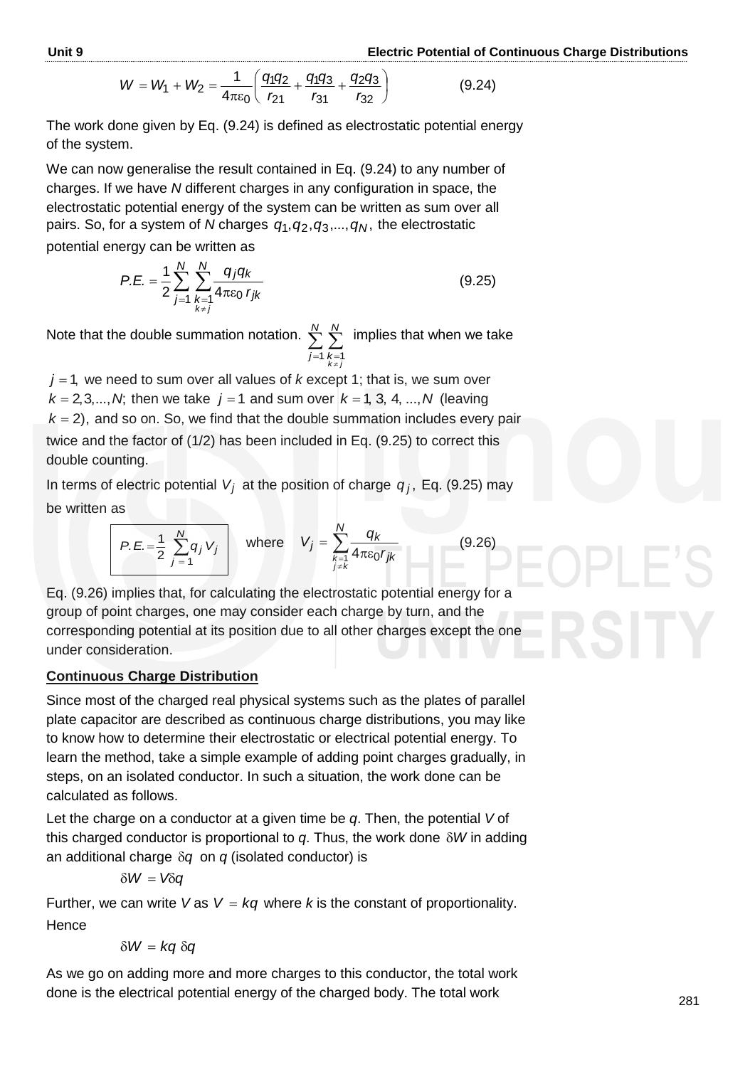$$W = W_1 + W_2 = \frac{1}{4\pi\varepsilon_0}\left(\frac{q_1 q_2}{r_{21}} + \frac{q_1 q_3}{r_{31}} + \frac{q_2 q_3}{r_{32}}\right) \qquad (9.24)$$

The work done given by Eq. (9.24) is defined as electrostatic potential energy of the system.

We can now generalise the result contained in Eq. (9.24) to any number of charges. If we have *N* different charges in any configuration in space, the electrostatic potential energy of the system can be written as sum over all pairs. So, for a system of *N* charges $q_1, q_2, q_3, ..., q_N$, the electrostatic potential energy can be written as

$$P.E. = \frac{1}{2}\sum_{j=1}^{N}\sum_{\substack{k=1 \\ k \neq j}}^{N} \frac{q_j q_k}{4\pi\varepsilon_0 r_{jk}} \qquad (9.25)$$

Note that the double summation notation. $\sum_{j=1}^{N}\sum_{\substack{k=1 \\ k \neq j}}^{N}$ implies that when we take $j = 1,$ we need to sum over all values of *k* except 1; that is, we sum over $k = 2, 3, ..., N;$ then we take $j = 1$ and sum over $k = 1, 3, 4, ..., N$ (leaving $k = 2$), and so on. So, we find that the double summation includes every pair twice and the factor of (1/2) has been included in Eq. (9.25) to correct this double counting.

In terms of electric potential $V_j$ at the position of charge $q_j$, Eq. (9.25) may be written as

$$\boxed{P.E. = \frac{1}{2}\sum_{j=1}^{N} q_j V_j} \quad \text{where} \quad V_j = \sum_{\substack{k=1 \\ j \neq k}}^{N} \frac{q_k}{4\pi\varepsilon_0 r_{jk}} \qquad (9.26)$$

Eq. (9.26) implies that, for calculating the electrostatic potential energy for a group of point charges, one may consider each charge by turn, and the corresponding potential at its position due to all other charges except the one under consideration.

**Continuous Charge Distribution**

Since most of the charged real physical systems such as the plates of parallel plate capacitor are described as continuous charge distributions, you may like to know how to determine their electrostatic or electrical potential energy. To learn the method, take a simple example of adding point charges gradually, in steps, on an isolated conductor. In such a situation, the work done can be calculated as follows.

Let the charge on a conductor at a given time be *q*. Then, the potential *V* of this charged conductor is proportional to *q*. Thus, the work done $\delta W$ in adding an additional charge $\delta q$ on *q* (isolated conductor) is

$$\delta W = V \delta q$$

Further, we can write *V* as $V = kq$ where *k* is the constant of proportionality. Hence

$$\delta W = kq\, \delta q$$

As we go on adding more and more charges to this conductor, the total work done is the electrical potential energy of the charged body. The total work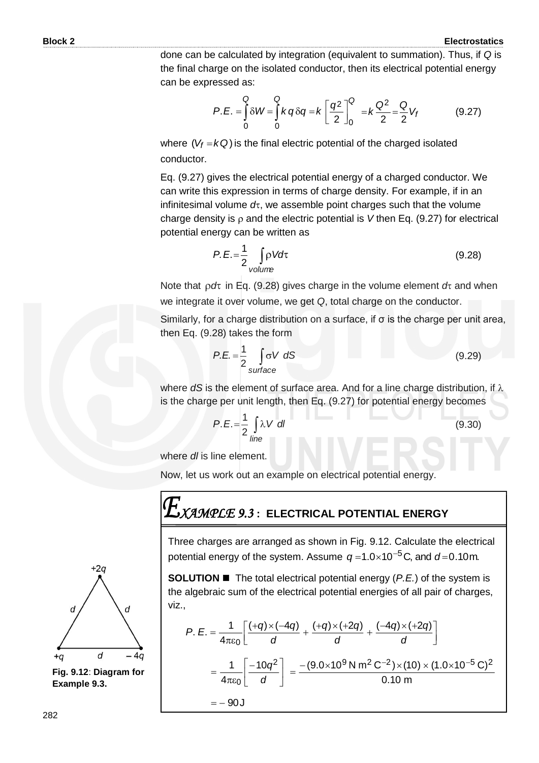done can be calculated by integration (equivalent to summation). Thus, if $Q$ is the final charge on the isolated conductor, then its electrical potential energy can be expressed as:

$$P.E. = \int_0^Q \delta W = \int_0^Q k\,q\,\delta q = k\left[\frac{q^2}{2}\right]_0^Q = k\frac{Q^2}{2} = \frac{Q}{2}V_f \qquad (9.27)$$

where $(V_f = kQ)$ is the final electric potential of the charged isolated conductor.

Eq. (9.27) gives the electrical potential energy of a charged conductor. We can write this expression in terms of charge density. For example, if in an infinitesimal volume $d\tau$, we assemble point charges such that the volume charge density is $\rho$ and the electric potential is $V$ then Eq. (9.27) for electrical potential energy can be written as

$$P.E. = \frac{1}{2}\int_{volume} \rho V d\tau \qquad (9.28)$$

Note that $\rho d\tau$ in Eq. (9.28) gives charge in the volume element $d\tau$ and when we integrate it over volume, we get $Q$, total charge on the conductor.

Similarly, for a charge distribution on a surface, if σ is the charge per unit area, then Eq. (9.28) takes the form

$$P.E. = \frac{1}{2}\int_{surface} \sigma V\, dS \qquad (9.29)$$

where $dS$ is the element of surface area. And for a line charge distribution, if $\lambda$ is the charge per unit length, then Eq. (9.27) for potential energy becomes

$$P.E. = \frac{1}{2}\int_{line} \lambda V\, dl \qquad (9.30)$$

where $dl$ is line element.

Now, let us work out an example on electrical potential energy.

## EXAMPLE 9.3 : ELECTRICAL POTENTIAL ENERGY

Three charges are arranged as shown in Fig. 9.12. Calculate the electrical potential energy of the system. Assume $q = 1.0 \times 10^{-5}$ C, and $d = 0.10$ m.

**SOLUTION ■** The total electrical potential energy ($P.E.$) of the system is the algebraic sum of the electrical potential energies of all pair of charges, viz.,

$$P.E. = \frac{1}{4\pi\varepsilon_0}\left[\frac{(+q)\times(-4q)}{d} + \frac{(+q)\times(+2q)}{d} + \frac{(-4q)\times(+2q)}{d}\right]$$

$$= \frac{1}{4\pi\varepsilon_0}\left[\frac{-10q^2}{d}\right] = \frac{-(9.0\times10^9\,\text{N m}^2\,\text{C}^{-2})\times(10)\times(1.0\times10^{-5}\,\text{C})^2}{0.10\text{ m}}$$

$$= -90\,\text{J}$$

**Fig. 9.12**: **Diagram for Example 9.3.**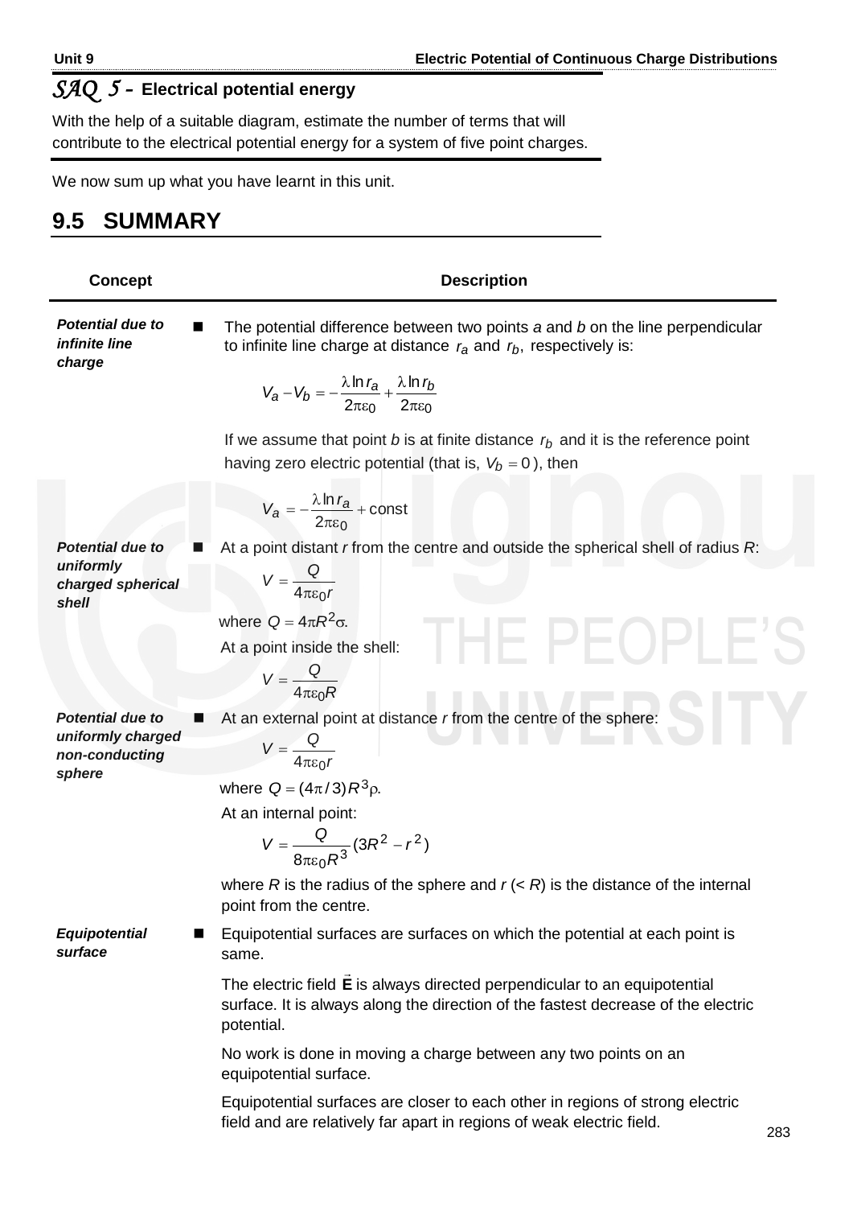## *SAQ 5* – Electrical potential energy

With the help of a suitable diagram, estimate the number of terms that will contribute to the electrical potential energy for a system of five point charges.

We now sum up what you have learnt in this unit.

## 9.5 SUMMARY

| Concept | Description |
|---|---|
| ***Potential due to infinite line charge*** | ■ The potential difference between two points *a* and *b* on the line perpendicular to infinite line charge at distance $r_a$ and $r_b$, respectively is: $$V_a - V_b = -\frac{\lambda \ln r_a}{2\pi\varepsilon_0} + \frac{\lambda \ln r_b}{2\pi\varepsilon_0}$$ If we assume that point *b* is at finite distance $r_b$ and it is the reference point having zero electric potential (that is, $V_b = 0$), then $$V_a = -\frac{\lambda \ln r_a}{2\pi\varepsilon_0} + \text{const}$$ |
| ***Potential due to uniformly charged spherical shell*** | ■ At a point distant *r* from the centre and outside the spherical shell of radius *R*: $$V = \frac{Q}{4\pi\varepsilon_0 r}$$ where $Q = 4\pi R^2 \sigma$. At a point inside the shell: $$V = \frac{Q}{4\pi\varepsilon_0 R}$$ |
| ***Potential due to uniformly charged non-conducting sphere*** | ■ At an external point at distance *r* from the centre of the sphere: $$V = \frac{Q}{4\pi\varepsilon_0 r}$$ where $Q = (4\pi/3)R^3\rho$. At an internal point: $$V = \frac{Q}{8\pi\varepsilon_0 R^3}(3R^2 - r^2)$$ where *R* is the radius of the sphere and *r* (< *R*) is the distance of the internal point from the centre. |
| ***Equipotential surface*** | ■ Equipotential surfaces are surfaces on which the potential at each point is same. The electric field $\vec{\mathbf{E}}$ is always directed perpendicular to an equipotential surface. It is always along the direction of the fastest decrease of the electric potential. No work is done in moving a charge between any two points on an equipotential surface. Equipotential surfaces are closer to each other in regions of strong electric field and are relatively far apart in regions of weak electric field. |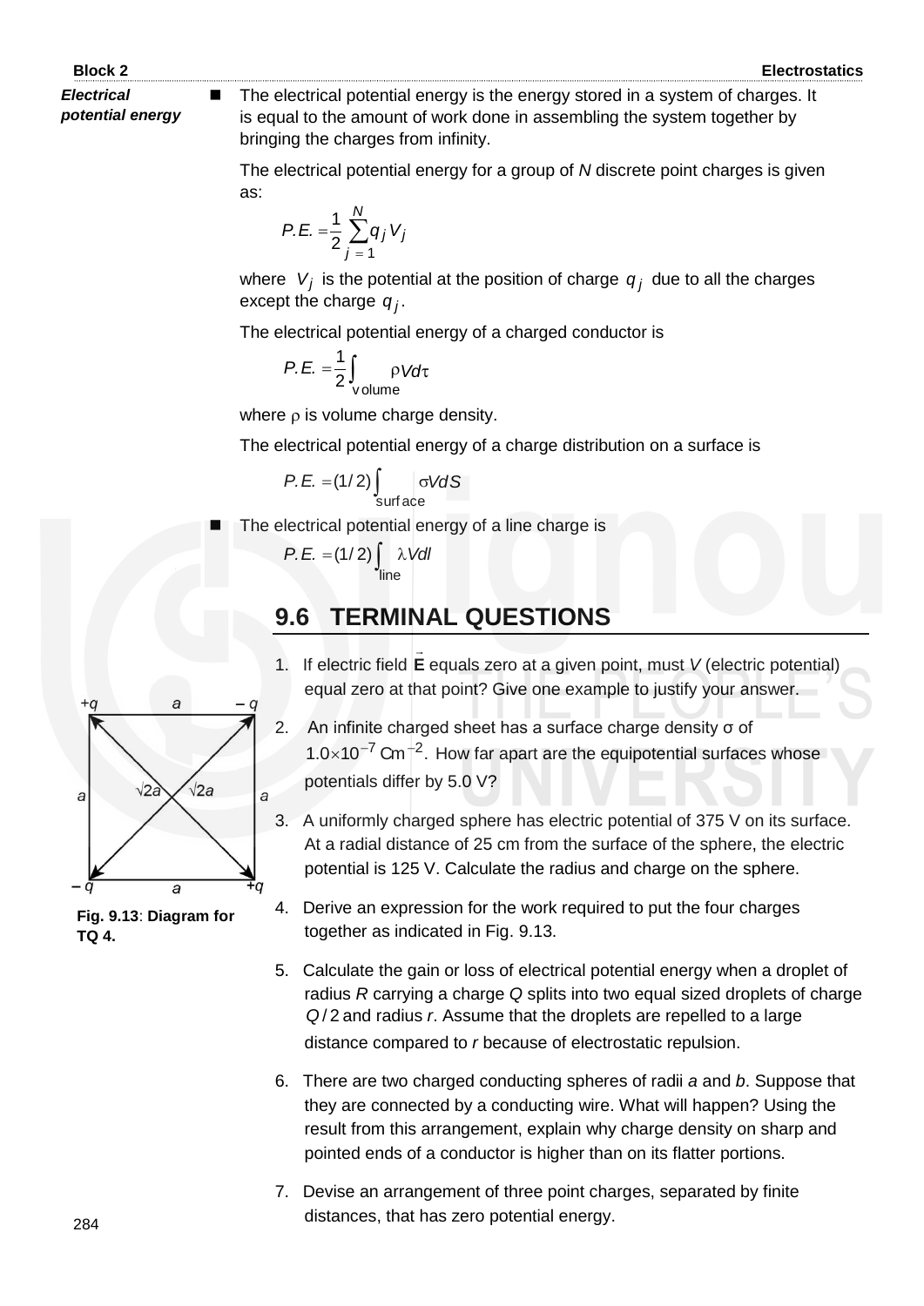**Electrical potential energy**

- The electrical potential energy is the energy stored in a system of charges. It is equal to the amount of work done in assembling the system together by bringing the charges from infinity.

  The electrical potential energy for a group of $N$ discrete point charges is given as:

  $$P.E. = \frac{1}{2}\sum_{j=1}^{N} q_j V_j$$

  where $V_j$ is the potential at the position of charge $q_j$ due to all the charges except the charge $q_j$.

  The electrical potential energy of a charged conductor is

  $$P.E. = \frac{1}{2}\int_{\text{volume}} \rho V d\tau$$

  where $\rho$ is volume charge density.

  The electrical potential energy of a charge distribution on a surface is

  $$P.E. = (1/2)\int_{\text{surface}} \sigma V dS$$

- The electrical potential energy of a line charge is

  $$P.E. = (1/2)\int_{\text{line}} \lambda V dl$$

## 9.6 TERMINAL QUESTIONS

1. If electric field $\vec{\mathbf{E}}$ equals zero at a given point, must $V$ (electric potential) equal zero at that point? Give one example to justify your answer.

2. An infinite charged sheet has a surface charge density σ of $1.0\times10^{-7}\ \text{Cm}^{-2}$. How far apart are the equipotential surfaces whose potentials differ by 5.0 V?

3. A uniformly charged sphere has electric potential of 375 V on its surface. At a radial distance of 25 cm from the surface of the sphere, the electric potential is 125 V. Calculate the radius and charge on the sphere.

4. Derive an expression for the work required to put the four charges together as indicated in Fig. 9.13.

Square of side $a$ with charges $+q$ (top left), $-q$ (top right), $-q$ (bottom left), $+q$ (bottom right); diagonals $\sqrt{2}a$.

**Fig. 9.13**: **Diagram for TQ 4.**

5. Calculate the gain or loss of electrical potential energy when a droplet of radius $R$ carrying a charge $Q$ splits into two equal sized droplets of charge $Q/2$ and radius $r$. Assume that the droplets are repelled to a large distance compared to $r$ because of electrostatic repulsion.

6. There are two charged conducting spheres of radii $a$ and $b$. Suppose that they are connected by a conducting wire. What will happen? Using the result from this arrangement, explain why charge density on sharp and pointed ends of a conductor is higher than on its flatter portions.

7. Devise an arrangement of three point charges, separated by finite distances, that has zero potential energy.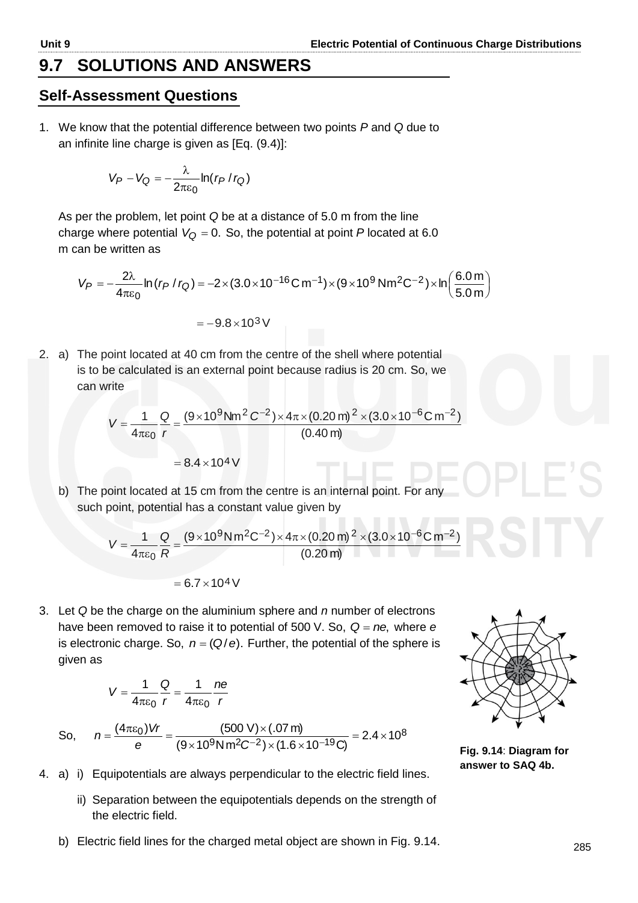## 9.7 SOLUTIONS AND ANSWERS

### Self-Assessment Questions

1. We know that the potential difference between two points *P* and *Q* due to an infinite line charge is given as [Eq. (9.4)]:

$$V_P - V_Q = -\frac{\lambda}{2\pi\varepsilon_0}\ln(r_P / r_Q)$$

As per the problem, let point *Q* be at a distance of 5.0 m from the line charge where potential $V_Q = 0.$ So, the potential at point *P* located at 6.0 m can be written as

$$V_P = -\frac{2\lambda}{4\pi\varepsilon_0}\ln(r_P / r_Q) = -2\times(3.0\times10^{-16}\,\text{C m}^{-1})\times(9\times10^9\,\text{Nm}^2\text{C}^{-2})\times\ln\left(\frac{6.0\,\text{m}}{5.0\,\text{m}}\right)$$

$$= -9.8\times10^3\,\text{V}$$

2. a) The point located at 40 cm from the centre of the shell where potential is to be calculated is an external point because radius is 20 cm. So, we can write

$$V = \frac{1}{4\pi\varepsilon_0}\frac{Q}{r} = \frac{(9\times10^9\text{Nm}^2\,C^{-2})\times4\pi\times(0.20\,\text{m})^2\times(3.0\times10^{-6}\,\text{C m}^{-2})}{(0.40\,\text{m})}$$

$$= 8.4\times10^4\,\text{V}$$

b) The point located at 15 cm from the centre is an internal point. For any such point, potential has a constant value given by

$$V = \frac{1}{4\pi\varepsilon_0}\frac{Q}{R} = \frac{(9\times10^9\,\text{N m}^2\text{C}^{-2})\times4\pi\times(0.20\,\text{m})^2\times(3.0\times10^{-6}\,\text{C m}^{-2})}{(0.20\,\text{m})}$$

$$= 6.7\times10^4\,\text{V}$$

3. Let *Q* be the charge on the aluminium sphere and *n* number of electrons have been removed to raise it to potential of 500 V. So, $Q = ne,$ where *e* is electronic charge. So, $n = (Q/e).$ Further, the potential of the sphere is given as

$$V = \frac{1}{4\pi\varepsilon_0}\frac{Q}{r} = \frac{1}{4\pi\varepsilon_0}\frac{ne}{r}$$

So, $$n = \frac{(4\pi\varepsilon_0)Vr}{e} = \frac{(500\,\text{V})\times(.07\,\text{m})}{(9\times10^9\,\text{N m}^2C^{-2})\times(1.6\times10^{-19}\text{C})} = 2.4\times10^8$$

**Fig. 9.14**: **Diagram for answer to SAQ 4b.**

4. a) i) Equipotentials are always perpendicular to the electric field lines.

   ii) Separation between the equipotentials depends on the strength of the electric field.

   b) Electric field lines for the charged metal object are shown in Fig. 9.14.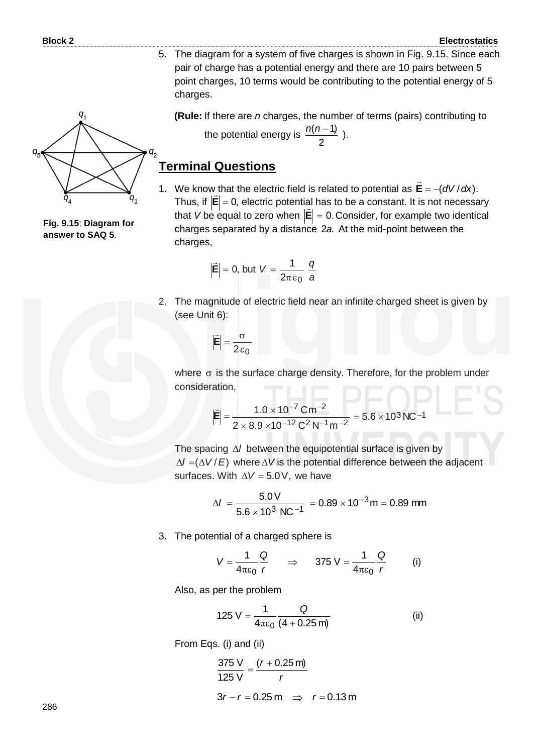5. The diagram for a system of five charges is shown in Fig. 9.15. Since each pair of charge has a potential energy and there are 10 pairs between 5 point charges, 10 terms would be contributing to the potential energy of 5 charges.

   **(Rule:** If there are *n* charges, the number of terms (pairs) contributing to the potential energy is $\frac{n(n-1)}{2}$ ).

Fig. 9.15: **Diagram for answer to SAQ 5.**

## Terminal Questions

1. We know that the electric field is related to potential as $\vec{\mathbf{E}} = -(dV/dx)$. Thus, if $|\vec{\mathbf{E}}| = 0$, electric potential has to be a constant. It is not necessary that $V$ be equal to zero when $|\vec{\mathbf{E}}| = 0$. Consider, for example two identical charges separated by a distance $2a$. At the mid-point between the charges,

$$|\vec{\mathbf{E}}| = 0, \text{ but } V = \frac{1}{2\pi\varepsilon_0}\frac{q}{a}$$

2. The magnitude of electric field near an infinite charged sheet is given by (see Unit 6):

$$|\vec{\mathbf{E}}| = \frac{\sigma}{2\varepsilon_0}$$

   where $\sigma$ is the surface charge density. Therefore, for the problem under consideration,

$$|\vec{\mathbf{E}}| = \frac{1.0 \times 10^{-7}\,\text{C}\,\text{m}^{-2}}{2 \times 8.9 \times 10^{-12}\,\text{C}^2\,\text{N}^{-1}\,\text{m}^{-2}} = 5.6 \times 10^3\,\text{NC}^{-1}$$

   The spacing $\Delta l$ between the equipotential surface is given by $\Delta l = (\Delta V / E)$ where $\Delta V$ is the potential difference between the adjacent surfaces. With $\Delta V = 5.0\,\text{V}$, we have

$$\Delta l = \frac{5.0\,\text{V}}{5.6 \times 10^3\,\text{NC}^{-1}} = 0.89 \times 10^{-3}\,\text{m} = 0.89\,\text{mm}$$

3. The potential of a charged sphere is

$$V = \frac{1}{4\pi\varepsilon_0}\frac{Q}{r} \quad \Rightarrow \quad 375\,\text{V} = \frac{1}{4\pi\varepsilon_0}\frac{Q}{r} \qquad \text{(i)}$$

   Also, as per the problem

$$125\,\text{V} = \frac{1}{4\pi\varepsilon_0}\frac{Q}{(4 + 0.25\,\text{m})} \qquad \text{(ii)}$$

   From Eqs. (i) and (ii)

$$\frac{375\,\text{V}}{125\,\text{V}} = \frac{(r + 0.25\,\text{m})}{r}$$

$$3r - r = 0.25\,\text{m} \quad \Rightarrow \quad r = 0.13\,\text{m}$$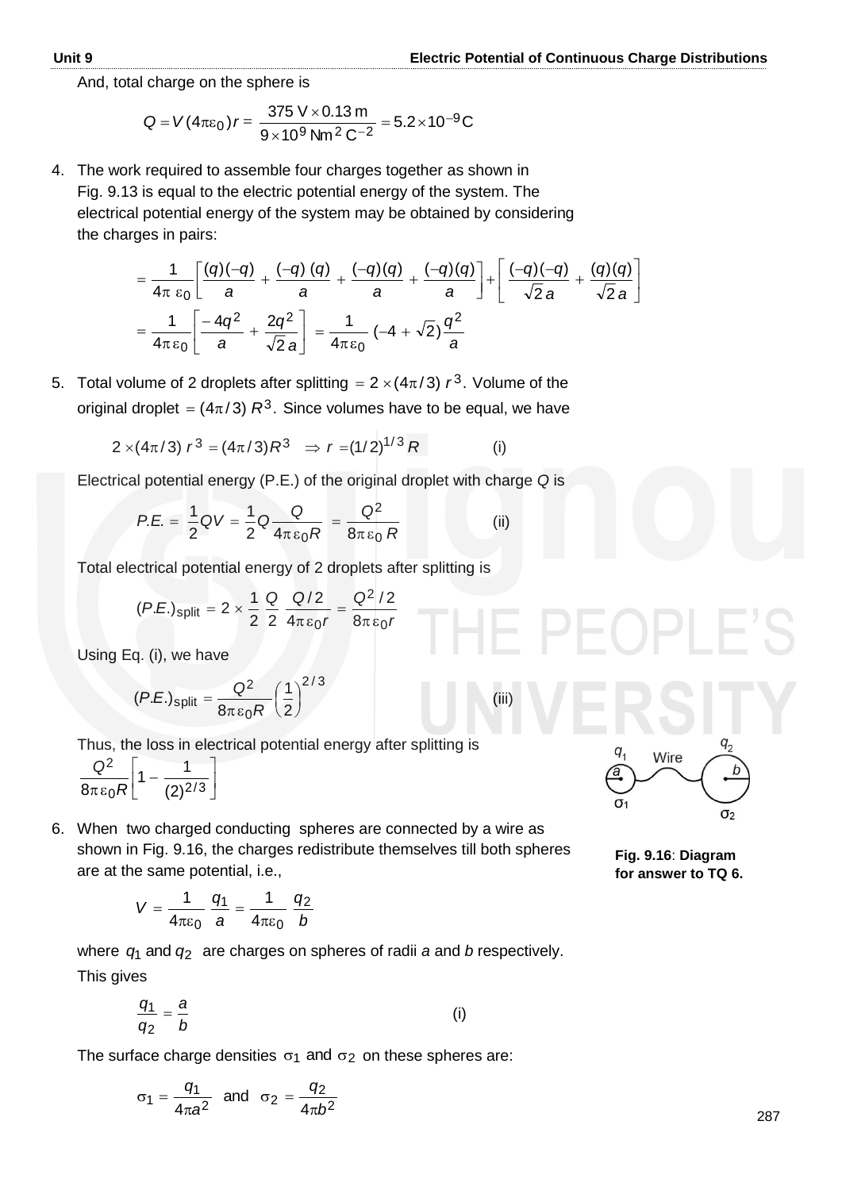And, total charge on the sphere is

$$Q = V(4\pi\varepsilon_0)r = \frac{375\text{ V} \times 0.13\text{ m}}{9 \times 10^9\text{ Nm}^2\text{ C}^{-2}} = 5.2 \times 10^{-9}\text{C}$$

4. The work required to assemble four charges together as shown in Fig. 9.13 is equal to the electric potential energy of the system. The electrical potential energy of the system may be obtained by considering the charges in pairs:

$$= \frac{1}{4\pi\,\varepsilon_0}\left[\frac{(q)(-q)}{a} + \frac{(-q)\,(q)}{a} + \frac{(-q)(q)}{a} + \frac{(-q)(q)}{a}\right] + \left[\frac{(-q)(-q)}{\sqrt{2}\,a} + \frac{(q)(q)}{\sqrt{2}\,a}\right]$$

$$= \frac{1}{4\pi\varepsilon_0}\left[\frac{-4q^2}{a} + \frac{2q^2}{\sqrt{2}\,a}\right] = \frac{1}{4\pi\varepsilon_0}\,(-4 + \sqrt{2})\frac{q^2}{a}$$

5. Total volume of 2 droplets after splitting $= 2 \times (4\pi/3)\, r^3$. Volume of the original droplet $= (4\pi/3)\, R^3$. Since volumes have to be equal, we have

$$2 \times (4\pi/3)\, r^3 = (4\pi/3)R^3 \quad \Rightarrow r = (1/2)^{1/3} R \qquad \text{(i)}$$

Electrical potential energy (P.E.) of the original droplet with charge $Q$ is

$$P.E. = \frac{1}{2}QV = \frac{1}{2}Q\frac{Q}{4\pi\varepsilon_0 R} = \frac{Q^2}{8\pi\varepsilon_0 R} \qquad \text{(ii)}$$

Total electrical potential energy of 2 droplets after splitting is

$$(P.E.)_{\text{split}} = 2 \times \frac{1}{2}\,\frac{Q}{2}\,\frac{Q/2}{4\pi\varepsilon_0 r} = \frac{Q^2/2}{8\pi\varepsilon_0 r}$$

Using Eq. (i), we have

$$(P.E.)_{\text{split}} = \frac{Q^2}{8\pi\varepsilon_0 R}\left(\frac{1}{2}\right)^{2/3} \qquad \text{(iii)}$$

Thus, the loss in electrical potential energy after splitting is

$$\frac{Q^2}{8\pi\varepsilon_0 R}\left[1 - \frac{1}{(2)^{2/3}}\right]$$

6. When two charged conducting spheres are connected by a wire as shown in Fig. 9.16, the charges redistribute themselves till both spheres are at the same potential, i.e.,

$$V = \frac{1}{4\pi\varepsilon_0}\,\frac{q_1}{a} = \frac{1}{4\pi\varepsilon_0}\,\frac{q_2}{b}$$

where $q_1$ and $q_2$ are charges on spheres of radii $a$ and $b$ respectively. This gives

$$\frac{q_1}{q_2} = \frac{a}{b} \qquad \text{(i)}$$

The surface charge densities $\sigma_1$ and $\sigma_2$ on these spheres are:

$$\sigma_1 = \frac{q_1}{4\pi a^2} \quad \text{and} \quad \sigma_2 = \frac{q_2}{4\pi b^2}$$

**Fig. 9.16**: **Diagram for answer to TQ 6.**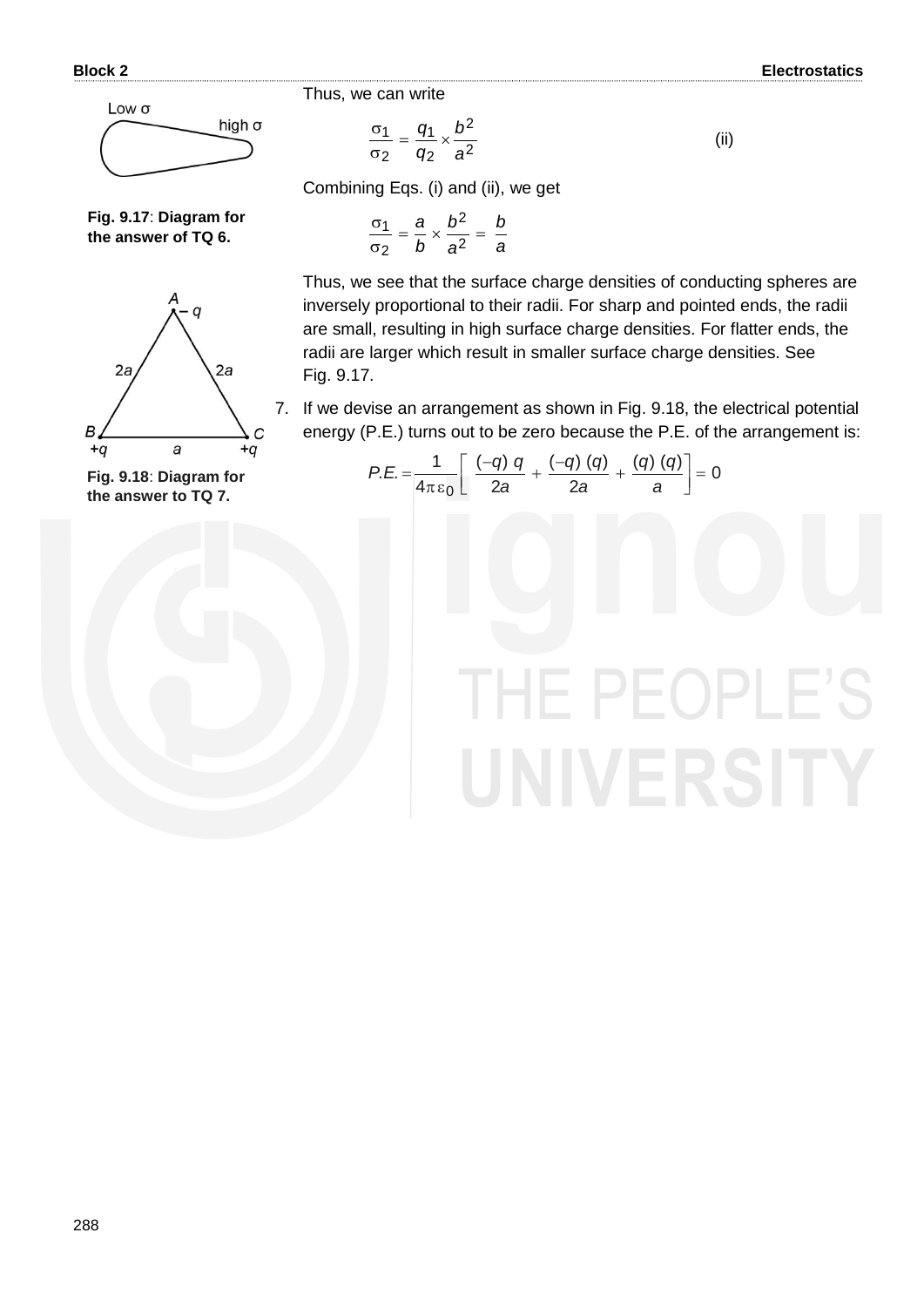Thus, we can write

$$\frac{\sigma_1}{\sigma_2} = \frac{q_1}{q_2} \times \frac{b^2}{a^2} \qquad \text{(ii)}$$

Combining Eqs. (i) and (ii), we get

$$\frac{\sigma_1}{\sigma_2} = \frac{a}{b} \times \frac{b^2}{a^2} = \frac{b}{a}$$

Thus, we see that the surface charge densities of conducting spheres are inversely proportional to their radii. For sharp and pointed ends, the radii are small, resulting in high surface charge densities. For flatter ends, the radii are larger which result in smaller surface charge densities. See Fig. 9.17.

Low σ

high σ

**Fig. 9.17**: **Diagram for the answer of TQ 6.**

7. If we devise an arrangement as shown in Fig. 9.18, the electrical potential energy (P.E.) turns out to be zero because the P.E. of the arrangement is:

$$P.E. = \frac{1}{4\pi\varepsilon_0}\left[\frac{(-q)\,q}{2a} + \frac{(-q)\,(q)}{2a} + \frac{(q)\,(q)}{a}\right] = 0$$

A

$-q$

2a

2a

B

C

$+q$

a

$+q$

**Fig. 9.18**: **Diagram for the answer to TQ 7.**